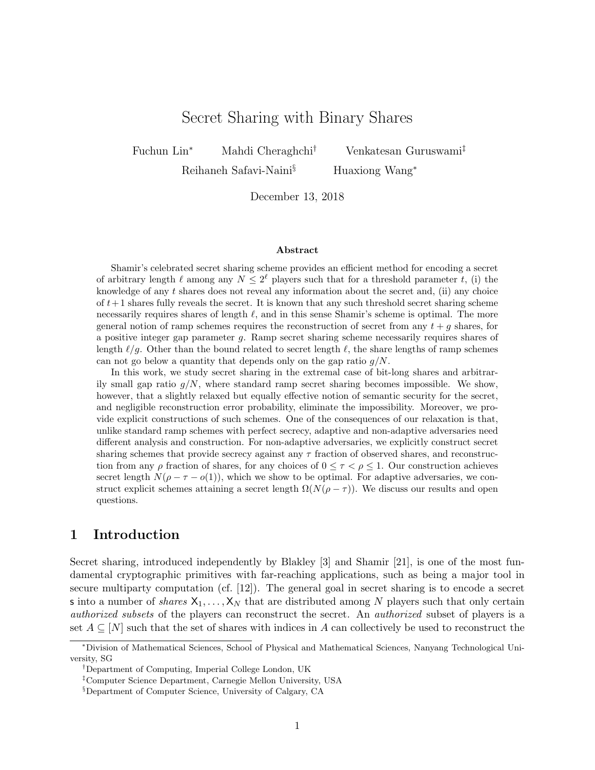# Secret Sharing with Binary Shares

Fuchun Lin[*] Mahdi Cheraghchi[†] Venkatesan Guruswami[‡] Reihaneh Safavi-Naini[§] Huaxiong Wang[*]

December 13, 2018

### Abstract

Shamir's celebrated secret sharing scheme provides an efficient method for encoding a secret of arbitrary length $\ell$ among any $N \le 2^\ell$ players such that for a threshold parameter $t$, (i) the knowledge of any $t$ shares does not reveal any information about the secret and, (ii) any choice of $t+1$ shares fully reveals the secret. It is known that any such threshold secret sharing scheme necessarily requires shares of length $\ell$, and in this sense Shamir's scheme is optimal. The more general notion of ramp schemes requires the reconstruction of secret from any $t+g$ shares, for a positive integer gap parameter $g$. Ramp secret sharing scheme necessarily requires shares of length $\ell/g$. Other than the bound related to secret length $\ell$, the share lengths of ramp schemes can not go below a quantity that depends only on the gap ratio $g/N$.

In this work, we study secret sharing in the extremal case of bit-long shares and arbitrarily small gap ratio $g/N$, where standard ramp secret sharing becomes impossible. We show, however, that a slightly relaxed but equally effective notion of semantic security for the secret, and negligible reconstruction error probability, eliminate the impossibility. Moreover, we provide explicit constructions of such schemes. One of the consequences of our relaxation is that, unlike standard ramp schemes with perfect secrecy, adaptive and non-adaptive adversaries need different analysis and construction. For non-adaptive adversaries, we explicitly construct secret sharing schemes that provide secrecy against any $\tau$ fraction of observed shares, and reconstruction from any $\rho$ fraction of shares, for any choices of $0 \le \tau < \rho \le 1$. Our construction achieves secret length $N(\rho - \tau - o(1))$, which we show to be optimal. For adaptive adversaries, we construct explicit schemes attaining a secret length $\Omega(N(\rho - \tau))$. We discuss our results and open questions.

## 1 Introduction

Secret sharing, introduced independently by Blakley [3] and Shamir [21], is one of the most fundamental cryptographic primitives with far-reaching applications, such as being a major tool in secure multiparty computation (cf. [12]). The general goal in secret sharing is to encode a secret $\mathsf{s}$ into a number of *shares* $\mathsf{X}_1, \ldots, \mathsf{X}_N$ that are distributed among $N$ players such that only certain *authorized subsets* of the players can reconstruct the secret. An *authorized* subset of players is a set $A \subseteq [N]$ such that the set of shares with indices in $A$ can collectively be used to reconstruct the

[*]Division of Mathematical Sciences, School of Physical and Mathematical Sciences, Nanyang Technological University, SG

[†]Department of Computing, Imperial College London, UK

[‡]Computer Science Department, Carnegie Mellon University, USA

[§]Department of Computer Science, University of Calgary, CA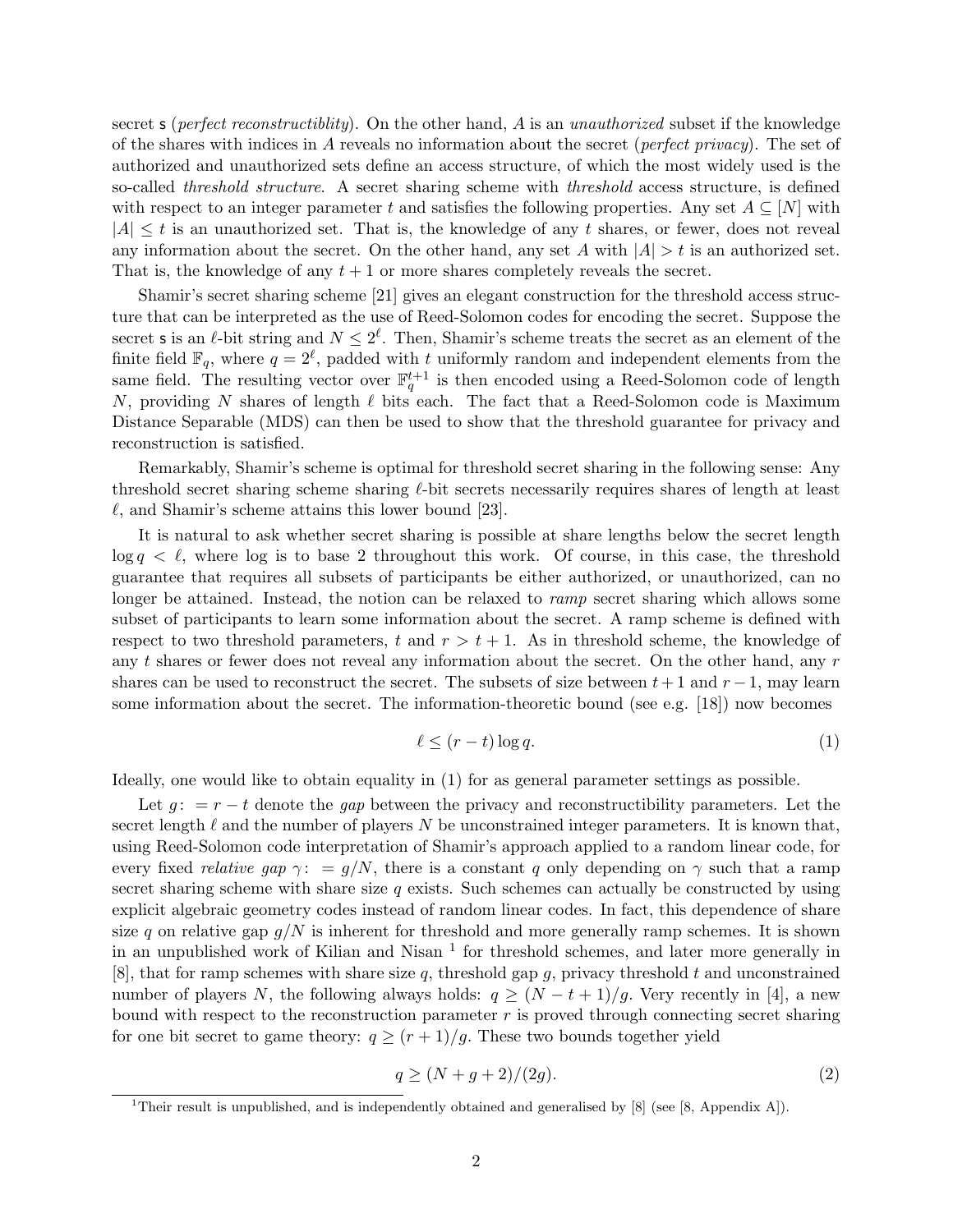secret s (*perfect reconstructiblity*). On the other hand, $A$ is an *unauthorized* subset if the knowledge of the shares with indices in $A$ reveals no information about the secret (*perfect privacy*). The set of authorized and unauthorized sets define an access structure, of which the most widely used is the so-called *threshold structure*. A secret sharing scheme with *threshold* access structure, is defined with respect to an integer parameter $t$ and satisfies the following properties. Any set $A \subseteq [N]$ with $|A| \leq t$ is an unauthorized set. That is, the knowledge of any $t$ shares, or fewer, does not reveal any information about the secret. On the other hand, any set $A$ with $|A| > t$ is an authorized set. That is, the knowledge of any $t+1$ or more shares completely reveals the secret.

Shamir's secret sharing scheme [21] gives an elegant construction for the threshold access structure that can be interpreted as the use of Reed-Solomon codes for encoding the secret. Suppose the secret s is an $\ell$-bit string and $N \leq 2^\ell$. Then, Shamir's scheme treats the secret as an element of the finite field $\mathbb{F}_q$, where $q = 2^\ell$, padded with $t$ uniformly random and independent elements from the same field. The resulting vector over $\mathbb{F}_q^{t+1}$ is then encoded using a Reed-Solomon code of length $N$, providing $N$ shares of length $\ell$ bits each. The fact that a Reed-Solomon code is Maximum Distance Separable (MDS) can then be used to show that the threshold guarantee for privacy and reconstruction is satisfied.

Remarkably, Shamir's scheme is optimal for threshold secret sharing in the following sense: Any threshold secret sharing scheme sharing $\ell$-bit secrets necessarily requires shares of length at least $\ell$, and Shamir's scheme attains this lower bound [23].

It is natural to ask whether secret sharing is possible at share lengths below the secret length $\log q < \ell$, where log is to base 2 throughout this work. Of course, in this case, the threshold guarantee that requires all subsets of participants be either authorized, or unauthorized, can no longer be attained. Instead, the notion can be relaxed to *ramp* secret sharing which allows some subset of participants to learn some information about the secret. A ramp scheme is defined with respect to two threshold parameters, $t$ and $r > t+1$. As in threshold scheme, the knowledge of any $t$ shares or fewer does not reveal any information about the secret. On the other hand, any $r$ shares can be used to reconstruct the secret. The subsets of size between $t+1$ and $r-1$, may learn some information about the secret. The information-theoretic bound (see e.g. [18]) now becomes

$$\ell \leq (r-t)\log q. \tag{1}$$

Ideally, one would like to obtain equality in (1) for as general parameter settings as possible.

Let $g \colon = r - t$ denote the *gap* between the privacy and reconstructibility parameters. Let the secret length $\ell$ and the number of players $N$ be unconstrained integer parameters. It is known that, using Reed-Solomon code interpretation of Shamir's approach applied to a random linear code, for every fixed *relative gap* $\gamma \colon = g/N$, there is a constant $q$ only depending on $\gamma$ such that a ramp secret sharing scheme with share size $q$ exists. Such schemes can actually be constructed by using explicit algebraic geometry codes instead of random linear codes. In fact, this dependence of share size $q$ on relative gap $g/N$ is inherent for threshold and more generally ramp schemes. It is shown in an unpublished work of Kilian and Nisan [1] for threshold schemes, and later more generally in [8], that for ramp schemes with share size $q$, threshold gap $g$, privacy threshold $t$ and unconstrained number of players $N$, the following always holds: $q \geq (N - t + 1)/g$. Very recently in [4], a new bound with respect to the reconstruction parameter $r$ is proved through connecting secret sharing for one bit secret to game theory: $q \geq (r+1)/g$. These two bounds together yield

$$q \geq (N + g + 2)/(2g). \tag{2}$$

[1] Their result is unpublished, and is independently obtained and generalised by [8] (see [8, Appendix A]).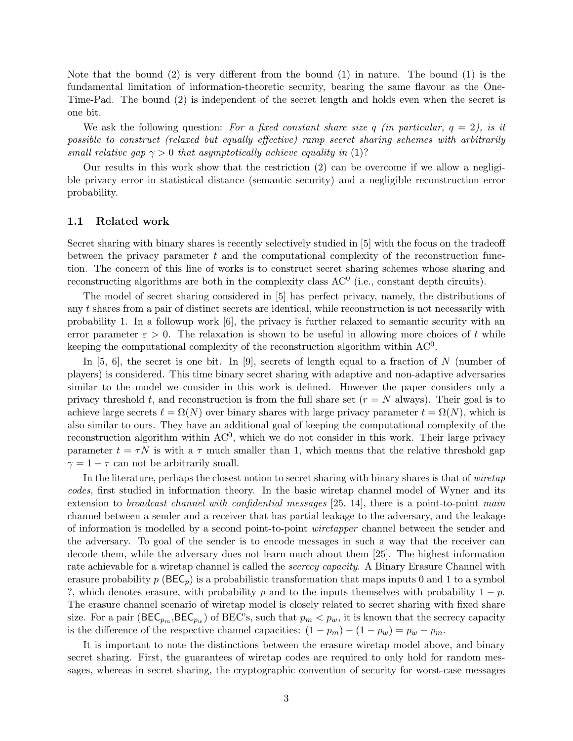Note that the bound (2) is very different from the bound (1) in nature. The bound (1) is the fundamental limitation of information-theoretic security, bearing the same flavour as the One-Time-Pad. The bound (2) is independent of the secret length and holds even when the secret is one bit.

We ask the following question: *For a fixed constant share size $q$ (in particular, $q = 2$), is it possible to construct (relaxed but equally effective) ramp secret sharing schemes with arbitrarily small relative gap $\gamma > 0$ that asymptotically achieve equality in* (1)?

Our results in this work show that the restriction (2) can be overcome if we allow a negligible privacy error in statistical distance (semantic security) and a negligible reconstruction error probability.

## 1.1 Related work

Secret sharing with binary shares is recently selectively studied in [5] with the focus on the tradeoff between the privacy parameter $t$ and the computational complexity of the reconstruction function. The concern of this line of works is to construct secret sharing schemes whose sharing and reconstructing algorithms are both in the complexity class $\mathrm{AC}^0$ (i.e., constant depth circuits).

The model of secret sharing considered in [5] has perfect privacy, namely, the distributions of any $t$ shares from a pair of distinct secrets are identical, while reconstruction is not necessarily with probability 1. In a followup work [6], the privacy is further relaxed to semantic security with an error parameter $\varepsilon > 0$. The relaxation is shown to be useful in allowing more choices of $t$ while keeping the computational complexity of the reconstruction algorithm within $\mathrm{AC}^0$.

In [5, 6], the secret is one bit. In [9], secrets of length equal to a fraction of $N$ (number of players) is considered. This time binary secret sharing with adaptive and non-adaptive adversaries similar to the model we consider in this work is defined. However the paper considers only a privacy threshold $t$, and reconstruction is from the full share set ($r = N$ always). Their goal is to achieve large secrets $\ell = \Omega(N)$ over binary shares with large privacy parameter $t = \Omega(N)$, which is also similar to ours. They have an additional goal of keeping the computational complexity of the reconstruction algorithm within $\mathrm{AC}^0$, which we do not consider in this work. Their large privacy parameter $t = \tau N$ is with a $\tau$ much smaller than 1, which means that the relative threshold gap $\gamma = 1 - \tau$ can not be arbitrarily small.

In the literature, perhaps the closest notion to secret sharing with binary shares is that of *wiretap codes*, first studied in information theory. In the basic wiretap channel model of Wyner and its extension to *broadcast channel with confidential messages* [25, 14], there is a point-to-point *main* channel between a sender and a receiver that has partial leakage to the adversary, and the leakage of information is modelled by a second point-to-point *wiretapper* channel between the sender and the adversary. To goal of the sender is to encode messages in such a way that the receiver can decode them, while the adversary does not learn much about them [25]. The highest information rate achievable for a wiretap channel is called the *secrecy capacity*. A Binary Erasure Channel with erasure probability $p$ ($\mathsf{BEC}_p$) is a probabilistic transformation that maps inputs 0 and 1 to a symbol ?, which denotes erasure, with probability $p$ and to the inputs themselves with probability $1 - p$. The erasure channel scenario of wiretap model is closely related to secret sharing with fixed share size. For a pair ($\mathsf{BEC}_{p_m}$,$\mathsf{BEC}_{p_w}$) of BEC's, such that $p_m < p_w$, it is known that the secrecy capacity is the difference of the respective channel capacities: $(1 - p_m) - (1 - p_w) = p_w - p_m$.

It is important to note the distinctions between the erasure wiretap model above, and binary secret sharing. First, the guarantees of wiretap codes are required to only hold for random messages, whereas in secret sharing, the cryptographic convention of security for worst-case messages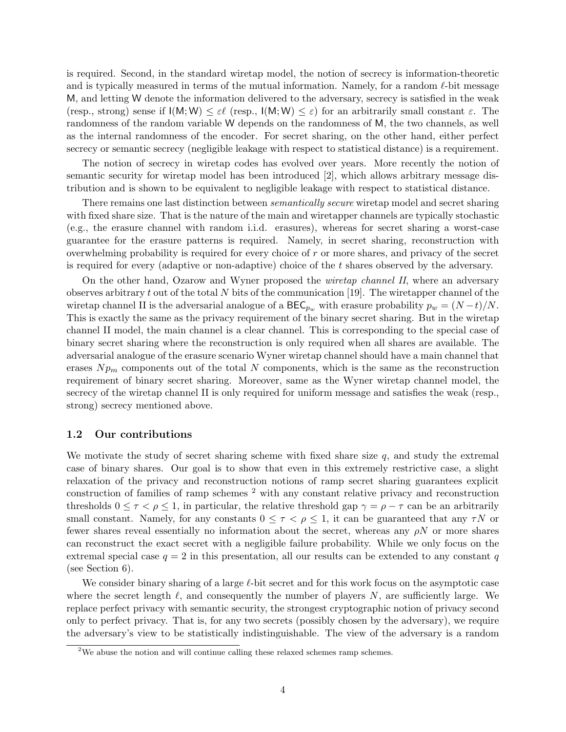is required. Second, in the standard wiretap model, the notion of secrecy is information-theoretic and is typically measured in terms of the mutual information. Namely, for a random $\ell$-bit message $\mathsf{M}$, and letting $\mathsf{W}$ denote the information delivered to the adversary, secrecy is satisfied in the weak (resp., strong) sense if $\mathsf{I}(\mathsf{M};\mathsf{W}) \leq \varepsilon\ell$ (resp., $\mathsf{I}(\mathsf{M};\mathsf{W}) \leq \varepsilon$) for an arbitrarily small constant $\varepsilon$. The randomness of the random variable $\mathsf{W}$ depends on the randomness of $\mathsf{M}$, the two channels, as well as the internal randomness of the encoder. For secret sharing, on the other hand, either perfect secrecy or semantic secrecy (negligible leakage with respect to statistical distance) is a requirement.

The notion of secrecy in wiretap codes has evolved over years. More recently the notion of semantic security for wiretap model has been introduced [2], which allows arbitrary message distribution and is shown to be equivalent to negligible leakage with respect to statistical distance.

There remains one last distinction between *semantically secure* wiretap model and secret sharing with fixed share size. That is the nature of the main and wiretapper channels are typically stochastic (e.g., the erasure channel with random i.i.d. erasures), whereas for secret sharing a worst-case guarantee for the erasure patterns is required. Namely, in secret sharing, reconstruction with overwhelming probability is required for every choice of $r$ or more shares, and privacy of the secret is required for every (adaptive or non-adaptive) choice of the $t$ shares observed by the adversary.

On the other hand, Ozarow and Wyner proposed the *wiretap channel II*, where an adversary observes arbitrary $t$ out of the total $N$ bits of the communication [19]. The wiretapper channel of the wiretap channel II is the adversarial analogue of a $\mathsf{BEC}_{p_w}$ with erasure probability $p_w = (N-t)/N$. This is exactly the same as the privacy requirement of the binary secret sharing. But in the wiretap channel II model, the main channel is a clear channel. This is corresponding to the special case of binary secret sharing where the reconstruction is only required when all shares are available. The adversarial analogue of the erasure scenario Wyner wiretap channel should have a main channel that erases $Np_m$ components out of the total $N$ components, which is the same as the reconstruction requirement of binary secret sharing. Moreover, same as the Wyner wiretap channel model, the secrecy of the wiretap channel II is only required for uniform message and satisfies the weak (resp., strong) secrecy mentioned above.

### 1.2 Our contributions

We motivate the study of secret sharing scheme with fixed share size $q$, and study the extremal case of binary shares. Our goal is to show that even in this extremely restrictive case, a slight relaxation of the privacy and reconstruction notions of ramp secret sharing guarantees explicit construction of families of ramp schemes [2] with any constant relative privacy and reconstruction thresholds $0 \leq \tau < \rho \leq 1$, in particular, the relative threshold gap $\gamma = \rho - \tau$ can be an arbitrarily small constant. Namely, for any constants $0 \leq \tau < \rho \leq 1$, it can be guaranteed that any $\tau N$ or fewer shares reveal essentially no information about the secret, whereas any $\rho N$ or more shares can reconstruct the exact secret with a negligible failure probability. While we only focus on the extremal special case $q = 2$ in this presentation, all our results can be extended to any constant $q$ (see Section 6).

We consider binary sharing of a large $\ell$-bit secret and for this work focus on the asymptotic case where the secret length $\ell$, and consequently the number of players $N$, are sufficiently large. We replace perfect privacy with semantic security, the strongest cryptographic notion of privacy second only to perfect privacy. That is, for any two secrets (possibly chosen by the adversary), we require the adversary's view to be statistically indistinguishable. The view of the adversary is a random

[2] We abuse the notion and will continue calling these relaxed schemes ramp schemes.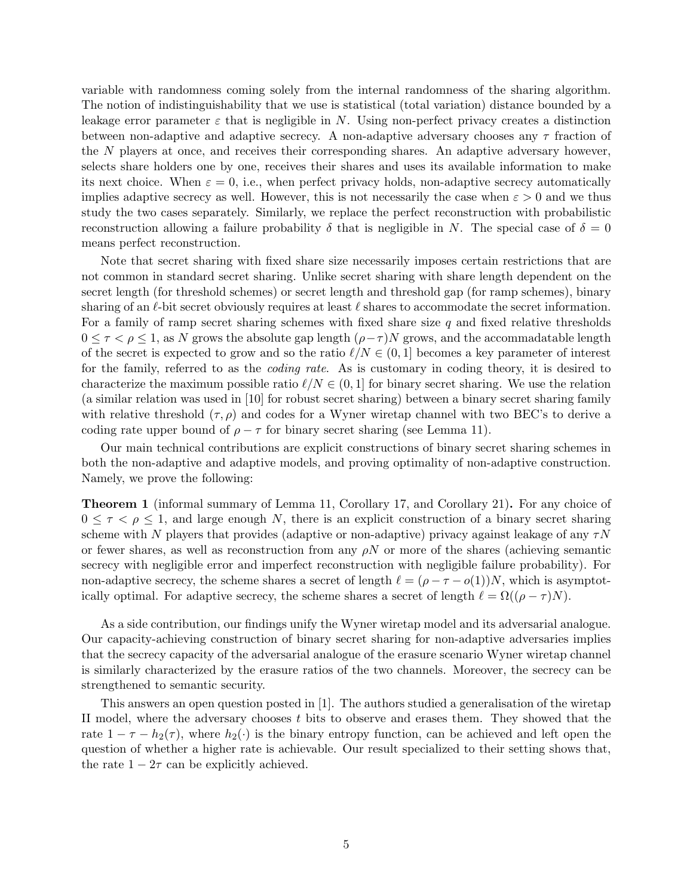variable with randomness coming solely from the internal randomness of the sharing algorithm. The notion of indistinguishability that we use is statistical (total variation) distance bounded by a leakage error parameter $\varepsilon$ that is negligible in $N$. Using non-perfect privacy creates a distinction between non-adaptive and adaptive secrecy. A non-adaptive adversary chooses any $\tau$ fraction of the $N$ players at once, and receives their corresponding shares. An adaptive adversary however, selects share holders one by one, receives their shares and uses its available information to make its next choice. When $\varepsilon = 0$, i.e., when perfect privacy holds, non-adaptive secrecy automatically implies adaptive secrecy as well. However, this is not necessarily the case when $\varepsilon > 0$ and we thus study the two cases separately. Similarly, we replace the perfect reconstruction with probabilistic reconstruction allowing a failure probability $\delta$ that is negligible in $N$. The special case of $\delta = 0$ means perfect reconstruction.

Note that secret sharing with fixed share size necessarily imposes certain restrictions that are not common in standard secret sharing. Unlike secret sharing with share length dependent on the secret length (for threshold schemes) or secret length and threshold gap (for ramp schemes), binary sharing of an $\ell$-bit secret obviously requires at least $\ell$ shares to accommodate the secret information. For a family of ramp secret sharing schemes with fixed share size $q$ and fixed relative thresholds $0 \leq \tau < \rho \leq 1$, as $N$ grows the absolute gap length $(\rho - \tau)N$ grows, and the accommodatable length of the secret is expected to grow and so the ratio $\ell/N \in (0, 1]$ becomes a key parameter of interest for the family, referred to as the *coding rate*. As is customary in coding theory, it is desired to characterize the maximum possible ratio $\ell/N \in (0, 1]$ for binary secret sharing. We use the relation (a similar relation was used in [10] for robust secret sharing) between a binary secret sharing family with relative threshold $(\tau, \rho)$ and codes for a Wyner wiretap channel with two BEC's to derive a coding rate upper bound of $\rho - \tau$ for binary secret sharing (see Lemma 11).

Our main technical contributions are explicit constructions of binary secret sharing schemes in both the non-adaptive and adaptive models, and proving optimality of non-adaptive construction. Namely, we prove the following:

**Theorem 1** (informal summary of Lemma 11, Corollary 17, and Corollary 21)**.** For any choice of $0 \leq \tau < \rho \leq 1$, and large enough $N$, there is an explicit construction of a binary secret sharing scheme with $N$ players that provides (adaptive or non-adaptive) privacy against leakage of any $\tau N$ or fewer shares, as well as reconstruction from any $\rho N$ or more of the shares (achieving semantic secrecy with negligible error and imperfect reconstruction with negligible failure probability). For non-adaptive secrecy, the scheme shares a secret of length $\ell = (\rho - \tau - o(1))N$, which is asymptotically optimal. For adaptive secrecy, the scheme shares a secret of length $\ell = \Omega((\rho - \tau)N)$.

As a side contribution, our findings unify the Wyner wiretap model and its adversarial analogue. Our capacity-achieving construction of binary secret sharing for non-adaptive adversaries implies that the secrecy capacity of the adversarial analogue of the erasure scenario Wyner wiretap channel is similarly characterized by the erasure ratios of the two channels. Moreover, the secrecy can be strengthened to semantic security.

This answers an open question posted in [1]. The authors studied a generalisation of the wiretap II model, where the adversary chooses $t$ bits to observe and erases them. They showed that the rate $1 - \tau - h_2(\tau)$, where $h_2(\cdot)$ is the binary entropy function, can be achieved and left open the question of whether a higher rate is achievable. Our result specialized to their setting shows that, the rate $1 - 2\tau$ can be explicitly achieved.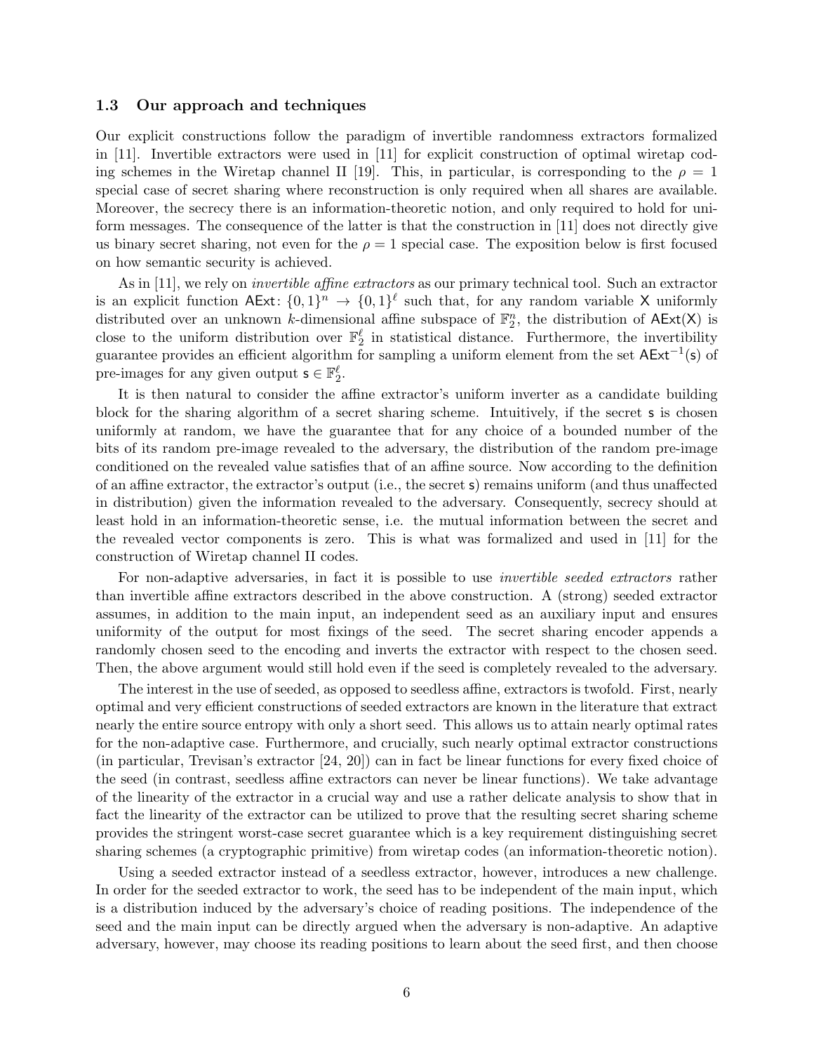### 1.3 Our approach and techniques

Our explicit constructions follow the paradigm of invertible randomness extractors formalized in [11]. Invertible extractors were used in [11] for explicit construction of optimal wiretap coding schemes in the Wiretap channel II [19]. This, in particular, is corresponding to the $\rho = 1$ special case of secret sharing where reconstruction is only required when all shares are available. Moreover, the secrecy there is an information-theoretic notion, and only required to hold for uniform messages. The consequence of the latter is that the construction in [11] does not directly give us binary secret sharing, not even for the $\rho = 1$ special case. The exposition below is first focused on how semantic security is achieved.

As in [11], we rely on *invertible affine extractors* as our primary technical tool. Such an extractor is an explicit function $\mathsf{AExt}\colon \{0,1\}^n \to \{0,1\}^\ell$ such that, for any random variable $\mathsf{X}$ uniformly distributed over an unknown $k$-dimensional affine subspace of $\mathbb{F}_2^n$, the distribution of $\mathsf{AExt}(\mathsf{X})$ is close to the uniform distribution over $\mathbb{F}_2^\ell$ in statistical distance. Furthermore, the invertibility guarantee provides an efficient algorithm for sampling a uniform element from the set $\mathsf{AExt}^{-1}(\mathsf{s})$ of pre-images for any given output $\mathsf{s} \in \mathbb{F}_2^\ell$.

It is then natural to consider the affine extractor's uniform inverter as a candidate building block for the sharing algorithm of a secret sharing scheme. Intuitively, if the secret $\mathsf{s}$ is chosen uniformly at random, we have the guarantee that for any choice of a bounded number of the bits of its random pre-image revealed to the adversary, the distribution of the random pre-image conditioned on the revealed value satisfies that of an affine source. Now according to the definition of an affine extractor, the extractor's output (i.e., the secret $\mathsf{s}$) remains uniform (and thus unaffected in distribution) given the information revealed to the adversary. Consequently, secrecy should at least hold in an information-theoretic sense, i.e. the mutual information between the secret and the revealed vector components is zero. This is what was formalized and used in [11] for the construction of Wiretap channel II codes.

For non-adaptive adversaries, in fact it is possible to use *invertible seeded extractors* rather than invertible affine extractors described in the above construction. A (strong) seeded extractor assumes, in addition to the main input, an independent seed as an auxiliary input and ensures uniformity of the output for most fixings of the seed. The secret sharing encoder appends a randomly chosen seed to the encoding and inverts the extractor with respect to the chosen seed. Then, the above argument would still hold even if the seed is completely revealed to the adversary.

The interest in the use of seeded, as opposed to seedless affine, extractors is twofold. First, nearly optimal and very efficient constructions of seeded extractors are known in the literature that extract nearly the entire source entropy with only a short seed. This allows us to attain nearly optimal rates for the non-adaptive case. Furthermore, and crucially, such nearly optimal extractor constructions (in particular, Trevisan's extractor [24, 20]) can in fact be linear functions for every fixed choice of the seed (in contrast, seedless affine extractors can never be linear functions). We take advantage of the linearity of the extractor in a crucial way and use a rather delicate analysis to show that in fact the linearity of the extractor can be utilized to prove that the resulting secret sharing scheme provides the stringent worst-case secret guarantee which is a key requirement distinguishing secret sharing schemes (a cryptographic primitive) from wiretap codes (an information-theoretic notion).

Using a seeded extractor instead of a seedless extractor, however, introduces a new challenge. In order for the seeded extractor to work, the seed has to be independent of the main input, which is a distribution induced by the adversary's choice of reading positions. The independence of the seed and the main input can be directly argued when the adversary is non-adaptive. An adaptive adversary, however, may choose its reading positions to learn about the seed first, and then choose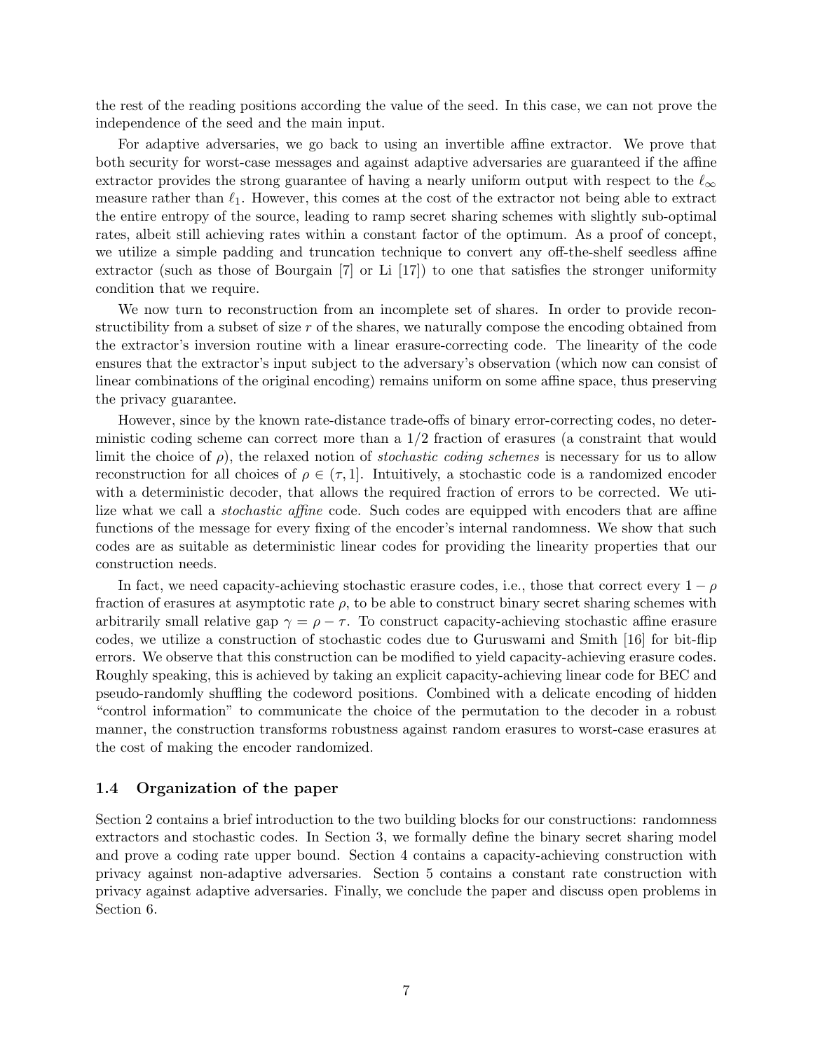the rest of the reading positions according the value of the seed. In this case, we can not prove the independence of the seed and the main input.

For adaptive adversaries, we go back to using an invertible affine extractor. We prove that both security for worst-case messages and against adaptive adversaries are guaranteed if the affine extractor provides the strong guarantee of having a nearly uniform output with respect to the $\ell_\infty$ measure rather than $\ell_1$. However, this comes at the cost of the extractor not being able to extract the entire entropy of the source, leading to ramp secret sharing schemes with slightly sub-optimal rates, albeit still achieving rates within a constant factor of the optimum. As a proof of concept, we utilize a simple padding and truncation technique to convert any off-the-shelf seedless affine extractor (such as those of Bourgain [7] or Li [17]) to one that satisfies the stronger uniformity condition that we require.

We now turn to reconstruction from an incomplete set of shares. In order to provide reconstructibility from a subset of size $r$ of the shares, we naturally compose the encoding obtained from the extractor's inversion routine with a linear erasure-correcting code. The linearity of the code ensures that the extractor's input subject to the adversary's observation (which now can consist of linear combinations of the original encoding) remains uniform on some affine space, thus preserving the privacy guarantee.

However, since by the known rate-distance trade-offs of binary error-correcting codes, no deterministic coding scheme can correct more than a $1/2$ fraction of erasures (a constraint that would limit the choice of $\rho$), the relaxed notion of *stochastic coding schemes* is necessary for us to allow reconstruction for all choices of $\rho \in (\tau, 1]$. Intuitively, a stochastic code is a randomized encoder with a deterministic decoder, that allows the required fraction of errors to be corrected. We utilize what we call a *stochastic affine* code. Such codes are equipped with encoders that are affine functions of the message for every fixing of the encoder's internal randomness. We show that such codes are as suitable as deterministic linear codes for providing the linearity properties that our construction needs.

In fact, we need capacity-achieving stochastic erasure codes, i.e., those that correct every $1 - \rho$ fraction of erasures at asymptotic rate $\rho$, to be able to construct binary secret sharing schemes with arbitrarily small relative gap $\gamma = \rho - \tau$. To construct capacity-achieving stochastic affine erasure codes, we utilize a construction of stochastic codes due to Guruswami and Smith [16] for bit-flip errors. We observe that this construction can be modified to yield capacity-achieving erasure codes. Roughly speaking, this is achieved by taking an explicit capacity-achieving linear code for BEC and pseudo-randomly shuffling the codeword positions. Combined with a delicate encoding of hidden "control information" to communicate the choice of the permutation to the decoder in a robust manner, the construction transforms robustness against random erasures to worst-case erasures at the cost of making the encoder randomized.

### 1.4 Organization of the paper

Section 2 contains a brief introduction to the two building blocks for our constructions: randomness extractors and stochastic codes. In Section 3, we formally define the binary secret sharing model and prove a coding rate upper bound. Section 4 contains a capacity-achieving construction with privacy against non-adaptive adversaries. Section 5 contains a constant rate construction with privacy against adaptive adversaries. Finally, we conclude the paper and discuss open problems in Section 6.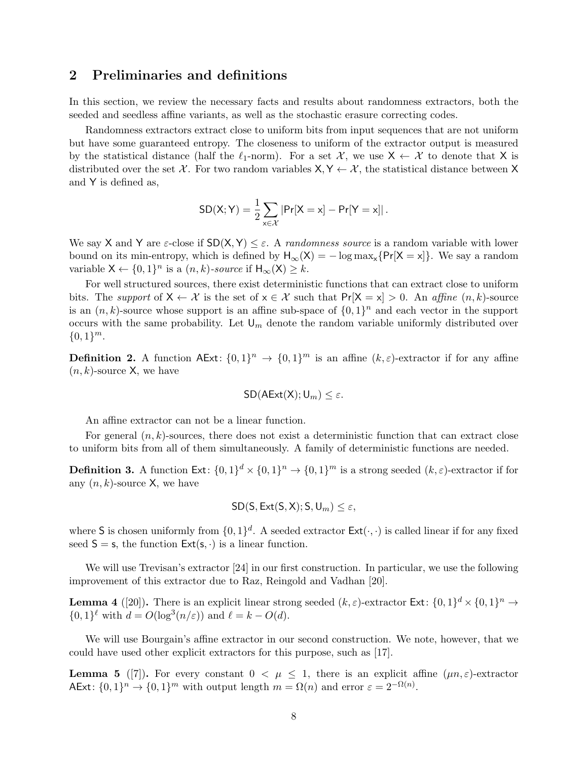## 2 Preliminaries and definitions

In this section, we review the necessary facts and results about randomness extractors, both the seeded and seedless affine variants, as well as the stochastic erasure correcting codes.

Randomness extractors extract close to uniform bits from input sequences that are not uniform but have some guaranteed entropy. The closeness to uniform of the extractor output is measured by the statistical distance (half the $\ell_1$-norm). For a set $\mathcal{X}$, we use $\mathsf{X} \leftarrow \mathcal{X}$ to denote that $\mathsf{X}$ is distributed over the set $\mathcal{X}$. For two random variables $\mathsf{X}, \mathsf{Y} \leftarrow \mathcal{X}$, the statistical distance between $\mathsf{X}$ and $\mathsf{Y}$ is defined as,

$$\mathsf{SD}(\mathsf{X};\mathsf{Y}) = \frac{1}{2}\sum_{\mathsf{x}\in\mathcal{X}} |\Pr[\mathsf{X}=\mathsf{x}] - \Pr[\mathsf{Y}=\mathsf{x}]| \,.$$

We say $\mathsf{X}$ and $\mathsf{Y}$ are $\varepsilon$-close if $\mathsf{SD}(\mathsf{X},\mathsf{Y}) \leq \varepsilon$. A *randomness source* is a random variable with lower bound on its min-entropy, which is defined by $\mathsf{H}_\infty(\mathsf{X}) = -\log \max_{\mathsf{x}}\{\Pr[\mathsf{X}=\mathsf{x}]\}$. We say a random variable $\mathsf{X} \leftarrow \{0,1\}^n$ is a $(n,k)$-*source* if $\mathsf{H}_\infty(\mathsf{X}) \geq k$.

For well structured sources, there exist deterministic functions that can extract close to uniform bits. The *support* of $\mathsf{X} \leftarrow \mathcal{X}$ is the set of $\mathsf{x} \in \mathcal{X}$ such that $\Pr[\mathsf{X}=\mathsf{x}] > 0$. An *affine* $(n,k)$-source is an $(n,k)$-source whose support is an affine sub-space of $\{0,1\}^n$ and each vector in the support occurs with the same probability. Let $\mathsf{U}_m$ denote the random variable uniformly distributed over $\{0,1\}^m$.

**Definition 2.** A function $\mathsf{AExt}\colon \{0,1\}^n \to \{0,1\}^m$ is an affine $(k,\varepsilon)$-extractor if for any affine $(n,k)$-source $\mathsf{X}$, we have

$$\mathsf{SD}(\mathsf{AExt}(\mathsf{X});\mathsf{U}_m) \leq \varepsilon.$$

An affine extractor can not be a linear function.

For general $(n,k)$-sources, there does not exist a deterministic function that can extract close to uniform bits from all of them simultaneously. A family of deterministic functions are needed.

**Definition 3.** A function $\mathsf{Ext}\colon \{0,1\}^d \times \{0,1\}^n \to \{0,1\}^m$ is a strong seeded $(k,\varepsilon)$-extractor if for any $(n,k)$-source $\mathsf{X}$, we have

$$\mathsf{SD}(\mathsf{S},\mathsf{Ext}(\mathsf{S},\mathsf{X});\mathsf{S},\mathsf{U}_m) \leq \varepsilon,$$

where $\mathsf{S}$ is chosen uniformly from $\{0,1\}^d$. A seeded extractor $\mathsf{Ext}(\cdot,\cdot)$ is called linear if for any fixed seed $\mathsf{S}=\mathsf{s}$, the function $\mathsf{Ext}(\mathsf{s},\cdot)$ is a linear function.

We will use Trevisan's extractor [24] in our first construction. In particular, we use the following improvement of this extractor due to Raz, Reingold and Vadhan [20].

**Lemma 4** ([20])**.** There is an explicit linear strong seeded $(k,\varepsilon)$-extractor $\mathsf{Ext}\colon \{0,1\}^d \times \{0,1\}^n \to \{0,1\}^\ell$ with $d = O(\log^3(n/\varepsilon))$ and $\ell = k - O(d)$.

We will use Bourgain's affine extractor in our second construction. We note, however, that we could have used other explicit extractors for this purpose, such as [17].

**Lemma 5** ([7])**.** For every constant $0 < \mu \leq 1$, there is an explicit affine $(\mu n,\varepsilon)$-extractor $\mathsf{AExt}\colon \{0,1\}^n \to \{0,1\}^m$ with output length $m = \Omega(n)$ and error $\varepsilon = 2^{-\Omega(n)}$.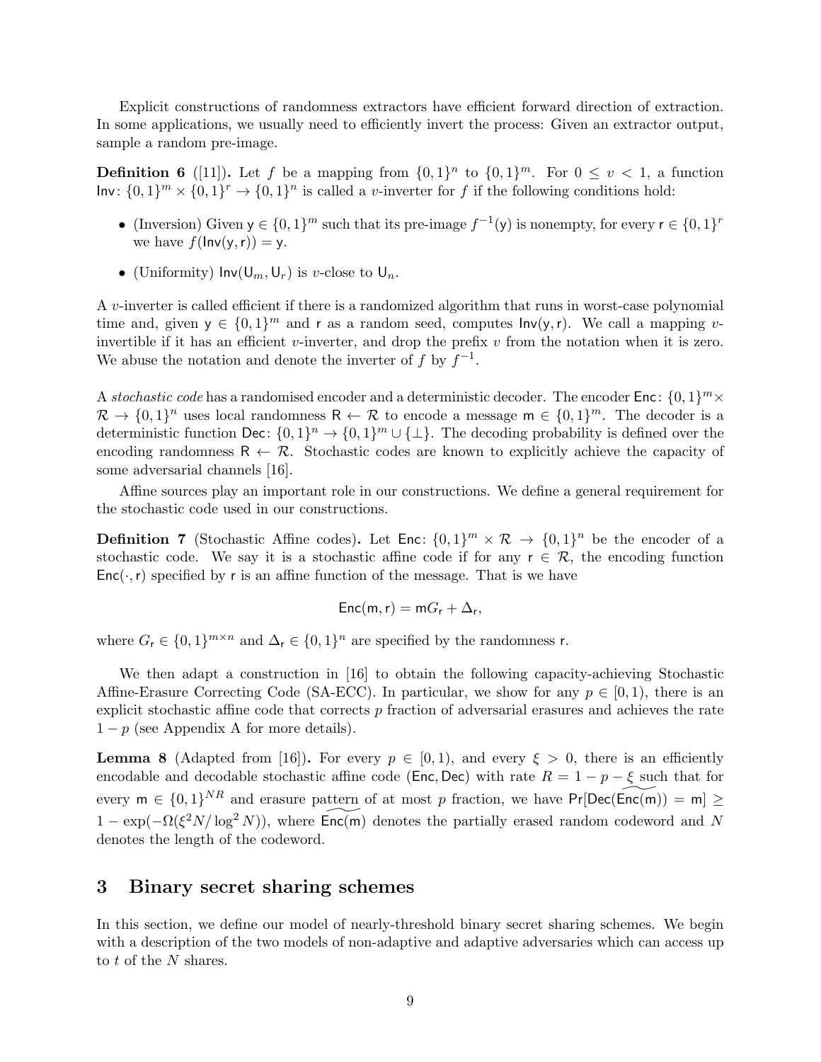Explicit constructions of randomness extractors have efficient forward direction of extraction. In some applications, we usually need to efficiently invert the process: Given an extractor output, sample a random pre-image.

**Definition 6** ([11])**.** Let $f$ be a mapping from $\{0,1\}^n$ to $\{0,1\}^m$. For $0 \le v < 1$, a function $\mathsf{Inv}\colon \{0,1\}^m \times \{0,1\}^r \to \{0,1\}^n$ is called a $v$-inverter for $f$ if the following conditions hold:

- (Inversion) Given $\mathsf{y} \in \{0,1\}^m$ such that its pre-image $f^{-1}(\mathsf{y})$ is nonempty, for every $\mathsf{r} \in \{0,1\}^r$ we have $f(\mathsf{Inv}(\mathsf{y},\mathsf{r})) = \mathsf{y}$.
- (Uniformity) $\mathsf{Inv}(\mathsf{U}_m, \mathsf{U}_r)$ is $v$-close to $\mathsf{U}_n$.

A $v$-inverter is called efficient if there is a randomized algorithm that runs in worst-case polynomial time and, given $\mathsf{y} \in \{0,1\}^m$ and $\mathsf{r}$ as a random seed, computes $\mathsf{Inv}(\mathsf{y},\mathsf{r})$. We call a mapping $v$-invertible if it has an efficient $v$-inverter, and drop the prefix $v$ from the notation when it is zero. We abuse the notation and denote the inverter of $f$ by $f^{-1}$.

A *stochastic code* has a randomised encoder and a deterministic decoder. The encoder $\mathsf{Enc}\colon \{0,1\}^m \times \mathcal{R} \to \{0,1\}^n$ uses local randomness $\mathsf{R} \leftarrow \mathcal{R}$ to encode a message $\mathsf{m} \in \{0,1\}^m$. The decoder is a deterministic function $\mathsf{Dec}\colon \{0,1\}^n \to \{0,1\}^m \cup \{\perp\}$. The decoding probability is defined over the encoding randomness $\mathsf{R} \leftarrow \mathcal{R}$. Stochastic codes are known to explicitly achieve the capacity of some adversarial channels [16].

Affine sources play an important role in our constructions. We define a general requirement for the stochastic code used in our constructions.

**Definition 7** (Stochastic Affine codes)**.** Let $\mathsf{Enc}\colon \{0,1\}^m \times \mathcal{R} \to \{0,1\}^n$ be the encoder of a stochastic code. We say it is a stochastic affine code if for any $\mathsf{r} \in \mathcal{R}$, the encoding function $\mathsf{Enc}(\cdot,\mathsf{r})$ specified by $\mathsf{r}$ is an affine function of the message. That is we have

$$\mathsf{Enc}(\mathsf{m},\mathsf{r}) = \mathsf{m}G_{\mathsf{r}} + \Delta_{\mathsf{r}},$$

where $G_{\mathsf{r}} \in \{0,1\}^{m \times n}$ and $\Delta_{\mathsf{r}} \in \{0,1\}^n$ are specified by the randomness $\mathsf{r}$.

We then adapt a construction in [16] to obtain the following capacity-achieving Stochastic Affine-Erasure Correcting Code (SA-ECC). In particular, we show for any $p \in [0,1)$, there is an explicit stochastic affine code that corrects $p$ fraction of adversarial erasures and achieves the rate $1-p$ (see Appendix A for more details).

**Lemma 8** (Adapted from [16])**.** For every $p \in [0,1)$, and every $\xi > 0$, there is an efficiently encodable and decodable stochastic affine code $(\mathsf{Enc},\mathsf{Dec})$ with rate $R = 1 - p - \xi$ such that for every $\mathsf{m} \in \{0,1\}^{NR}$ and erasure pattern of at most $p$ fraction, we have $\Pr[\mathsf{Dec}(\widetilde{\mathsf{Enc}(\mathsf{m})}) = \mathsf{m}] \ge 1 - \exp(-\Omega(\xi^2 N/\log^2 N))$, where $\widetilde{\mathsf{Enc}(\mathsf{m})}$ denotes the partially erased random codeword and $N$ denotes the length of the codeword.

## 3 Binary secret sharing schemes

In this section, we define our model of nearly-threshold binary secret sharing schemes. We begin with a description of the two models of non-adaptive and adaptive adversaries which can access up to $t$ of the $N$ shares.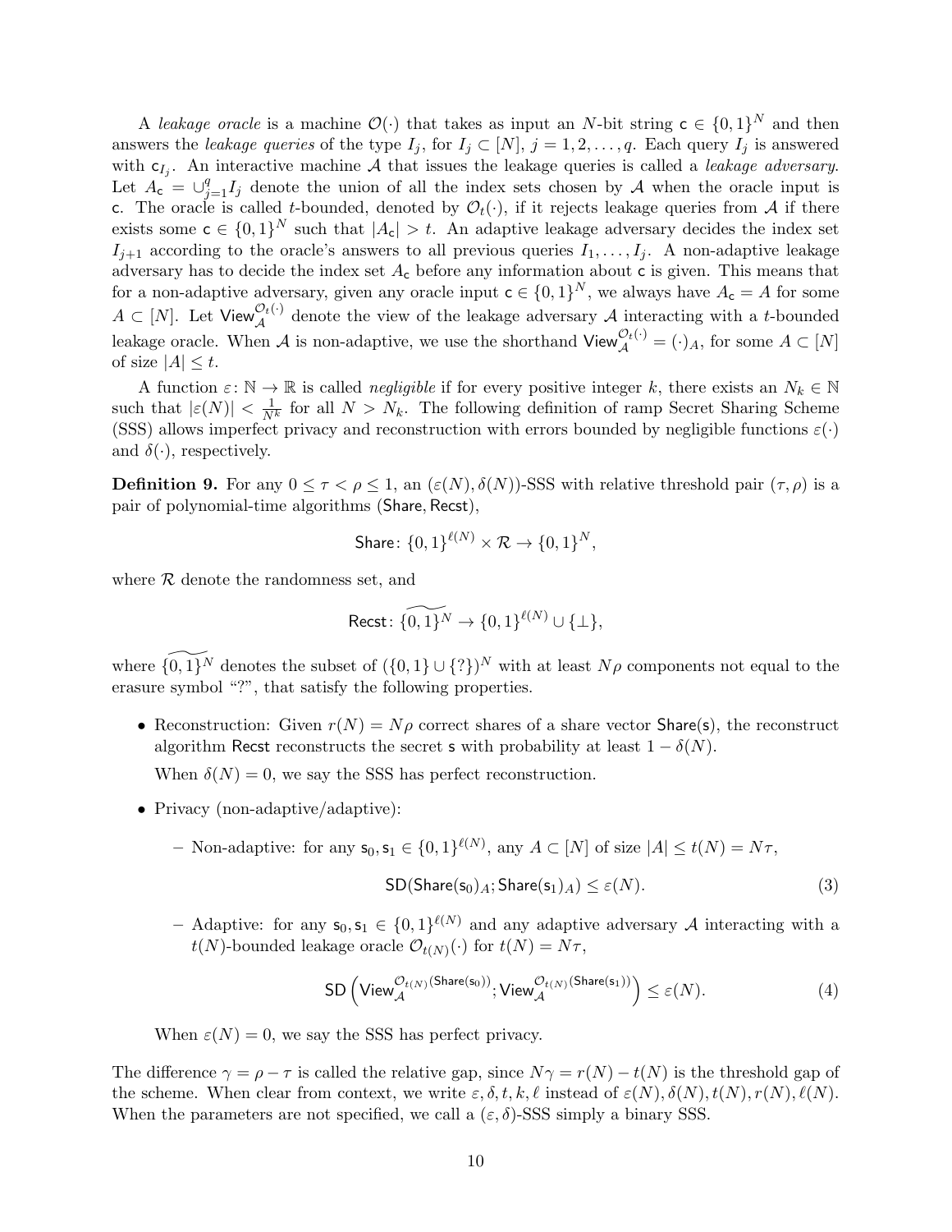A *leakage oracle* is a machine $\mathcal{O}(\cdot)$ that takes as input an $N$-bit string $\mathsf{c} \in \{0,1\}^N$ and then answers the *leakage queries* of the type $I_j$, for $I_j \subset [N]$, $j = 1, 2, \ldots, q$. Each query $I_j$ is answered with $\mathsf{c}_{I_j}$. An interactive machine $\mathcal{A}$ that issues the leakage queries is called a *leakage adversary*. Let $A_{\mathsf{c}} = \cup_{j=1}^{q} I_j$ denote the union of all the index sets chosen by $\mathcal{A}$ when the oracle input is $\mathsf{c}$. The oracle is called $t$-bounded, denoted by $\mathcal{O}_t(\cdot)$, if it rejects leakage queries from $\mathcal{A}$ if there exists some $\mathsf{c} \in \{0,1\}^N$ such that $|A_{\mathsf{c}}| > t$. An adaptive leakage adversary decides the index set $I_{j+1}$ according to the oracle's answers to all previous queries $I_1, \ldots, I_j$. A non-adaptive leakage adversary has to decide the index set $A_{\mathsf{c}}$ before any information about $\mathsf{c}$ is given. This means that for a non-adaptive adversary, given any oracle input $\mathsf{c} \in \{0,1\}^N$, we always have $A_{\mathsf{c}} = A$ for some $A \subset [N]$. Let $\mathsf{View}_{\mathcal{A}}^{\mathcal{O}_t(\cdot)}$ denote the view of the leakage adversary $\mathcal{A}$ interacting with a $t$-bounded leakage oracle. When $\mathcal{A}$ is non-adaptive, we use the shorthand $\mathsf{View}_{\mathcal{A}}^{\mathcal{O}_t(\cdot)} = (\cdot)_A$, for some $A \subset [N]$ of size $|A| \leq t$.

A function $\varepsilon \colon \mathbb{N} \to \mathbb{R}$ is called *negligible* if for every positive integer $k$, there exists an $N_k \in \mathbb{N}$ such that $|\varepsilon(N)| < \frac{1}{N^k}$ for all $N > N_k$. The following definition of ramp Secret Sharing Scheme (SSS) allows imperfect privacy and reconstruction with errors bounded by negligible functions $\varepsilon(\cdot)$ and $\delta(\cdot)$, respectively.

**Definition 9.** For any $0 \leq \tau < \rho \leq 1$, an $(\varepsilon(N), \delta(N))$-SSS with relative threshold pair $(\tau, \rho)$ is a pair of polynomial-time algorithms $(\mathsf{Share}, \mathsf{Recst})$,

$$\mathsf{Share} \colon \{0,1\}^{\ell(N)} \times \mathcal{R} \to \{0,1\}^N,$$

where $\mathcal{R}$ denote the randomness set, and

$$\mathsf{Recst} \colon \widetilde{\{0,1\}^N} \to \{0,1\}^{\ell(N)} \cup \{\perp\},$$

where $\widetilde{\{0,1\}^N}$ denotes the subset of $(\{0,1\} \cup \{?\})^N$ with at least $N\rho$ components not equal to the erasure symbol "?", that satisfy the following properties.

- Reconstruction: Given $r(N) = N\rho$ correct shares of a share vector $\mathsf{Share}(\mathsf{s})$, the reconstruct algorithm $\mathsf{Recst}$ reconstructs the secret $\mathsf{s}$ with probability at least $1 - \delta(N)$.

  When $\delta(N) = 0$, we say the SSS has perfect reconstruction.

- Privacy (non-adaptive/adaptive):

  – Non-adaptive: for any $\mathsf{s}_0, \mathsf{s}_1 \in \{0,1\}^{\ell(N)}$, any $A \subset [N]$ of size $|A| \leq t(N) = N\tau$,

  $$\mathsf{SD}(\mathsf{Share}(\mathsf{s}_0)_A; \mathsf{Share}(\mathsf{s}_1)_A) \leq \varepsilon(N). \tag{3}$$

  – Adaptive: for any $\mathsf{s}_0, \mathsf{s}_1 \in \{0,1\}^{\ell(N)}$ and any adaptive adversary $\mathcal{A}$ interacting with a $t(N)$-bounded leakage oracle $\mathcal{O}_{t(N)}(\cdot)$ for $t(N) = N\tau$,

  $$\mathsf{SD}\left(\mathsf{View}_{\mathcal{A}}^{\mathcal{O}_{t(N)}(\mathsf{Share}(\mathsf{s}_0))}; \mathsf{View}_{\mathcal{A}}^{\mathcal{O}_{t(N)}(\mathsf{Share}(\mathsf{s}_1))}\right) \leq \varepsilon(N). \tag{4}$$

  When $\varepsilon(N) = 0$, we say the SSS has perfect privacy.

The difference $\gamma = \rho - \tau$ is called the relative gap, since $N\gamma = r(N) - t(N)$ is the threshold gap of the scheme. When clear from context, we write $\varepsilon, \delta, t, k, \ell$ instead of $\varepsilon(N), \delta(N), t(N), r(N), \ell(N)$. When the parameters are not specified, we call a $(\varepsilon, \delta)$-SSS simply a binary SSS.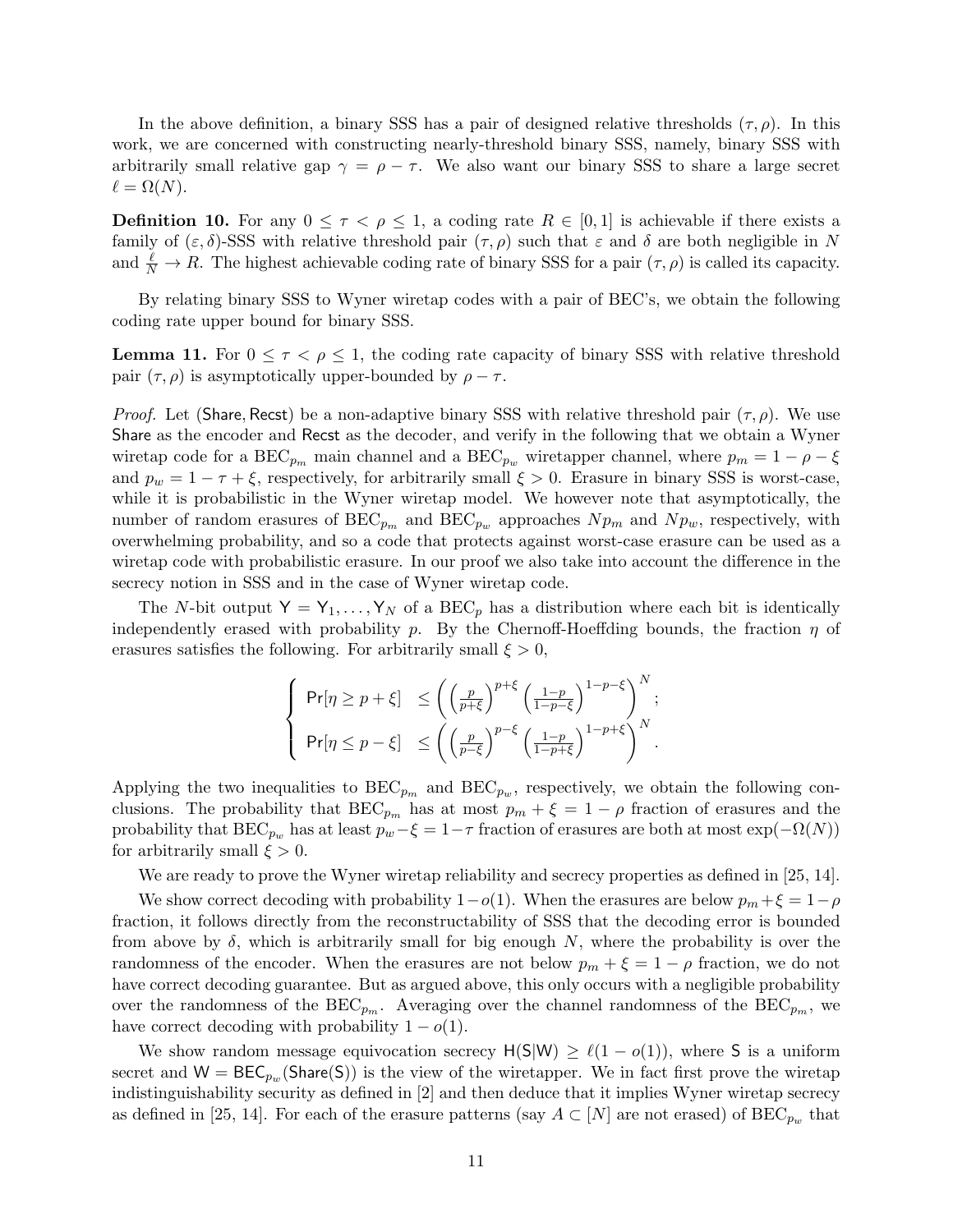In the above definition, a binary SSS has a pair of designed relative thresholds $(\tau, \rho)$. In this work, we are concerned with constructing nearly-threshold binary SSS, namely, binary SSS with arbitrarily small relative gap $\gamma = \rho - \tau$. We also want our binary SSS to share a large secret $\ell = \Omega(N)$.

**Definition 10.** For any $0 \leq \tau < \rho \leq 1$, a coding rate $R \in [0, 1]$ is achievable if there exists a family of $(\varepsilon, \delta)$-SSS with relative threshold pair $(\tau, \rho)$ such that $\varepsilon$ and $\delta$ are both negligible in $N$ and $\frac{\ell}{N} \to R$. The highest achievable coding rate of binary SSS for a pair $(\tau, \rho)$ is called its capacity.

By relating binary SSS to Wyner wiretap codes with a pair of BEC's, we obtain the following coding rate upper bound for binary SSS.

**Lemma 11.** For $0 \leq \tau < \rho \leq 1$, the coding rate capacity of binary SSS with relative threshold pair $(\tau, \rho)$ is asymptotically upper-bounded by $\rho - \tau$.

*Proof.* Let $(\mathsf{Share}, \mathsf{Recst})$ be a non-adaptive binary SSS with relative threshold pair $(\tau, \rho)$. We use $\mathsf{Share}$ as the encoder and $\mathsf{Recst}$ as the decoder, and verify in the following that we obtain a Wyner wiretap code for a $\mathrm{BEC}_{p_m}$ main channel and a $\mathrm{BEC}_{p_w}$ wiretapper channel, where $p_m = 1 - \rho - \xi$ and $p_w = 1 - \tau + \xi$, respectively, for arbitrarily small $\xi > 0$. Erasure in binary SSS is worst-case, while it is probabilistic in the Wyner wiretap model. We however note that asymptotically, the number of random erasures of $\mathrm{BEC}_{p_m}$ and $\mathrm{BEC}_{p_w}$ approaches $Np_m$ and $Np_w$, respectively, with overwhelming probability, and so a code that protects against worst-case erasure can be used as a wiretap code with probabilistic erasure. In our proof we also take into account the difference in the secrecy notion in SSS and in the case of Wyner wiretap code.

The $N$-bit output $\mathsf{Y} = \mathsf{Y}_1, \ldots, \mathsf{Y}_N$ of a $\mathrm{BEC}_p$ has a distribution where each bit is identically independently erased with probability $p$. By the Chernoff-Hoeffding bounds, the fraction $\eta$ of erasures satisfies the following. For arbitrarily small $\xi > 0$,

$$
\begin{cases}
\Pr[\eta \geq p + \xi] & \leq \left( \left(\frac{p}{p+\xi}\right)^{p+\xi} \left(\frac{1-p}{1-p-\xi}\right)^{1-p-\xi} \right)^N; \\
\Pr[\eta \leq p - \xi] & \leq \left( \left(\frac{p}{p-\xi}\right)^{p-\xi} \left(\frac{1-p}{1-p+\xi}\right)^{1-p+\xi} \right)^N.
\end{cases}
$$

Applying the two inequalities to $\mathrm{BEC}_{p_m}$ and $\mathrm{BEC}_{p_w}$, respectively, we obtain the following conclusions. The probability that $\mathrm{BEC}_{p_m}$ has at most $p_m + \xi = 1 - \rho$ fraction of erasures and the probability that $\mathrm{BEC}_{p_w}$ has at least $p_w - \xi = 1 - \tau$ fraction of erasures are both at most $\exp(-\Omega(N))$ for arbitrarily small $\xi > 0$.

We are ready to prove the Wyner wiretap reliability and secrecy properties as defined in [25, 14].

We show correct decoding with probability $1 - o(1)$. When the erasures are below $p_m + \xi = 1 - \rho$ fraction, it follows directly from the reconstructability of SSS that the decoding error is bounded from above by $\delta$, which is arbitrarily small for big enough $N$, where the probability is over the randomness of the encoder. When the erasures are not below $p_m + \xi = 1 - \rho$ fraction, we do not have correct decoding guarantee. But as argued above, this only occurs with a negligible probability over the randomness of the $\mathrm{BEC}_{p_m}$. Averaging over the channel randomness of the $\mathrm{BEC}_{p_m}$, we have correct decoding with probability $1 - o(1)$.

We show random message equivocation secrecy $\mathsf{H}(\mathsf{S}|\mathsf{W}) \geq \ell(1 - o(1))$, where $\mathsf{S}$ is a uniform secret and $\mathsf{W} = \mathsf{BEC}_{p_w}(\mathsf{Share}(\mathsf{S}))$ is the view of the wiretapper. We in fact first prove the wiretap indistinguishability security as defined in [2] and then deduce that it implies Wyner wiretap secrecy as defined in [25, 14]. For each of the erasure patterns (say $A \subset [N]$ are not erased) of $\mathrm{BEC}_{p_w}$ that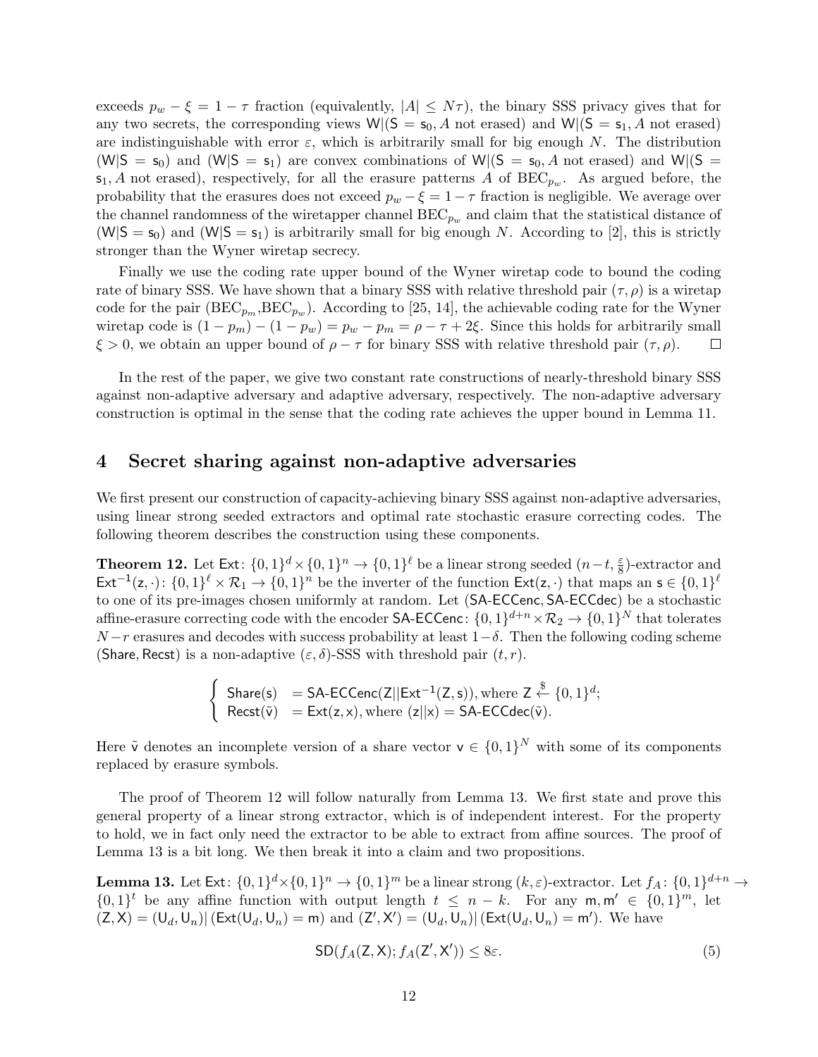exceeds $p_w - \xi = 1 - \tau$ fraction (equivalently, $|A| \leq N\tau$), the binary SSS privacy gives that for any two secrets, the corresponding views $\mathsf{W}|(\mathsf{S} = \mathsf{s}_0, A \text{ not erased})$ and $\mathsf{W}|(\mathsf{S} = \mathsf{s}_1, A \text{ not erased})$ are indistinguishable with error $\varepsilon$, which is arbitrarily small for big enough $N$. The distribution $(\mathsf{W}|\mathsf{S} = \mathsf{s}_0)$ and $(\mathsf{W}|\mathsf{S} = \mathsf{s}_1)$ are convex combinations of $\mathsf{W}|(\mathsf{S} = \mathsf{s}_0, A \text{ not erased})$ and $\mathsf{W}|(\mathsf{S} = \mathsf{s}_1, A \text{ not erased})$, respectively, for all the erasure patterns $A$ of $\text{BEC}_{p_w}$. As argued before, the probability that the erasures does not exceed $p_w - \xi = 1 - \tau$ fraction is negligible. We average over the channel randomness of the wiretapper channel $\text{BEC}_{p_w}$ and claim that the statistical distance of $(\mathsf{W}|\mathsf{S} = \mathsf{s}_0)$ and $(\mathsf{W}|\mathsf{S} = \mathsf{s}_1)$ is arbitrarily small for big enough $N$. According to [2], this is strictly stronger than the Wyner wiretap secrecy.

Finally we use the coding rate upper bound of the Wyner wiretap code to bound the coding rate of binary SSS. We have shown that a binary SSS with relative threshold pair $(\tau, \rho)$ is a wiretap code for the pair ($\text{BEC}_{p_m}$,$\text{BEC}_{p_w}$). According to [25, 14], the achievable coding rate for the Wyner wiretap code is $(1 - p_m) - (1 - p_w) = p_w - p_m = \rho - \tau + 2\xi$. Since this holds for arbitrarily small $\xi > 0$, we obtain an upper bound of $\rho - \tau$ for binary SSS with relative threshold pair $(\tau, \rho)$. □

In the rest of the paper, we give two constant rate constructions of nearly-threshold binary SSS against non-adaptive adversary and adaptive adversary, respectively. The non-adaptive adversary construction is optimal in the sense that the coding rate achieves the upper bound in Lemma 11.

# 4 Secret sharing against non-adaptive adversaries

We first present our construction of capacity-achieving binary SSS against non-adaptive adversaries, using linear strong seeded extractors and optimal rate stochastic erasure correcting codes. The following theorem describes the construction using these components.

**Theorem 12.** Let $\mathsf{Ext}\colon \{0,1\}^d \times \{0,1\}^n \to \{0,1\}^\ell$ be a linear strong seeded $(n-t, \frac{\varepsilon}{8})$-extractor and $\mathsf{Ext}^{-1}(\mathsf{z}, \cdot)\colon \{0,1\}^\ell \times \mathcal{R}_1 \to \{0,1\}^n$ be the inverter of the function $\mathsf{Ext}(\mathsf{z}, \cdot)$ that maps an $\mathsf{s} \in \{0,1\}^\ell$ to one of its pre-images chosen uniformly at random. Let $(\mathsf{SA\text{-}ECCenc}, \mathsf{SA\text{-}ECCdec})$ be a stochastic affine-erasure correcting code with the encoder $\mathsf{SA\text{-}ECCenc}\colon \{0,1\}^{d+n} \times \mathcal{R}_2 \to \{0,1\}^N$ that tolerates $N-r$ erasures and decodes with success probability at least $1-\delta$. Then the following coding scheme $(\mathsf{Share}, \mathsf{Recst})$ is a non-adaptive $(\varepsilon, \delta)$-SSS with threshold pair $(t, r)$.

$$
\begin{cases}
\mathsf{Share}(\mathsf{s}) &= \mathsf{SA\text{-}ECCenc}(\mathsf{Z}||\mathsf{Ext}^{-1}(\mathsf{Z}, \mathsf{s})), \text{where } \mathsf{Z} \xleftarrow{\$} \{0,1\}^d; \\
\mathsf{Recst}(\tilde{\mathsf{v}}) &= \mathsf{Ext}(\mathsf{z}, \mathsf{x}), \text{where } (\mathsf{z}||\mathsf{x}) = \mathsf{SA\text{-}ECCdec}(\tilde{\mathsf{v}}).
\end{cases}
$$

Here $\tilde{\mathsf{v}}$ denotes an incomplete version of a share vector $\mathsf{v} \in \{0,1\}^N$ with some of its components replaced by erasure symbols.

The proof of Theorem 12 will follow naturally from Lemma 13. We first state and prove this general property of a linear strong extractor, which is of independent interest. For the property to hold, we in fact only need the extractor to be able to extract from affine sources. The proof of Lemma 13 is a bit long. We then break it into a claim and two propositions.

**Lemma 13.** Let $\mathsf{Ext}\colon \{0,1\}^d \times \{0,1\}^n \to \{0,1\}^m$ be a linear strong $(k, \varepsilon)$-extractor. Let $f_A\colon \{0,1\}^{d+n} \to \{0,1\}^t$ be any affine function with output length $t \leq n - k$. For any $\mathsf{m}, \mathsf{m}' \in \{0,1\}^m$, let $(\mathsf{Z}, \mathsf{X}) = (\mathsf{U}_d, \mathsf{U}_n)|\,(\mathsf{Ext}(\mathsf{U}_d, \mathsf{U}_n) = \mathsf{m})$ and $(\mathsf{Z}', \mathsf{X}') = (\mathsf{U}_d, \mathsf{U}_n)|\,(\mathsf{Ext}(\mathsf{U}_d, \mathsf{U}_n) = \mathsf{m}')$. We have

$$
\mathsf{SD}(f_A(\mathsf{Z}, \mathsf{X}); f_A(\mathsf{Z}', \mathsf{X}')) \leq 8\varepsilon. \tag{5}
$$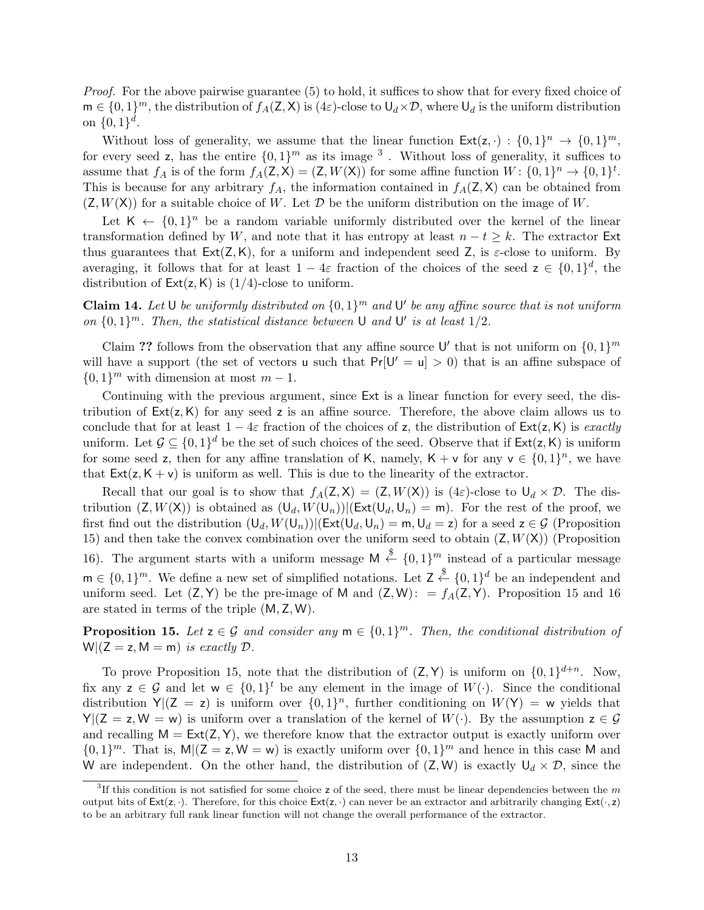*Proof.* For the above pairwise guarantee (5) to hold, it suffices to show that for every fixed choice of $\mathsf{m} \in \{0,1\}^m$, the distribution of $f_A(\mathsf{Z},\mathsf{X})$ is $(4\varepsilon)$-close to $\mathsf{U}_d \times \mathcal{D}$, where $\mathsf{U}_d$ is the uniform distribution on $\{0,1\}^d$.

Without loss of generality, we assume that the linear function $\mathsf{Ext}(\mathsf{z},\cdot) : \{0,1\}^n \to \{0,1\}^m$, for every seed $\mathsf{z}$, has the entire $\{0,1\}^m$ as its image [3] . Without loss of generality, it suffices to assume that $f_A$ is of the form $f_A(\mathsf{Z},\mathsf{X}) = (\mathsf{Z}, W(\mathsf{X}))$ for some affine function $W: \{0,1\}^n \to \{0,1\}^t$. This is because for any arbitrary $f_A$, the information contained in $f_A(\mathsf{Z},\mathsf{X})$ can be obtained from $(\mathsf{Z}, W(\mathsf{X}))$ for a suitable choice of $W$. Let $\mathcal{D}$ be the uniform distribution on the image of $W$.

Let $\mathsf{K} \leftarrow \{0,1\}^n$ be a random variable uniformly distributed over the kernel of the linear transformation defined by $W$, and note that it has entropy at least $n - t \geq k$. The extractor $\mathsf{Ext}$ thus guarantees that $\mathsf{Ext}(\mathsf{Z},\mathsf{K})$, for a uniform and independent seed $\mathsf{Z}$, is $\varepsilon$-close to uniform. By averaging, it follows that for at least $1 - 4\varepsilon$ fraction of the choices of the seed $\mathsf{z} \in \{0,1\}^d$, the distribution of $\mathsf{Ext}(\mathsf{z},\mathsf{K})$ is $(1/4)$-close to uniform.

**Claim 14.** *Let $\mathsf{U}$ be uniformly distributed on $\{0,1\}^m$ and $\mathsf{U}'$ be any affine source that is not uniform on $\{0,1\}^m$. Then, the statistical distance between $\mathsf{U}$ and $\mathsf{U}'$ is at least $1/2$.*

Claim **??** follows from the observation that any affine source $\mathsf{U}'$ that is not uniform on $\{0,1\}^m$ will have a support (the set of vectors $\mathsf{u}$ such that $\Pr[\mathsf{U}' = \mathsf{u}] > 0$) that is an affine subspace of $\{0,1\}^m$ with dimension at most $m - 1$.

Continuing with the previous argument, since $\mathsf{Ext}$ is a linear function for every seed, the distribution of $\mathsf{Ext}(\mathsf{z},\mathsf{K})$ for any seed $\mathsf{z}$ is an affine source. Therefore, the above claim allows us to conclude that for at least $1 - 4\varepsilon$ fraction of the choices of $\mathsf{z}$, the distribution of $\mathsf{Ext}(\mathsf{z},\mathsf{K})$ is *exactly* uniform. Let $\mathcal{G} \subseteq \{0,1\}^d$ be the set of such choices of the seed. Observe that if $\mathsf{Ext}(\mathsf{z},\mathsf{K})$ is uniform for some seed $\mathsf{z}$, then for any affine translation of $\mathsf{K}$, namely, $\mathsf{K} + \mathsf{v}$ for any $\mathsf{v} \in \{0,1\}^n$, we have that $\mathsf{Ext}(\mathsf{z},\mathsf{K} + \mathsf{v})$ is uniform as well. This is due to the linearity of the extractor.

Recall that our goal is to show that $f_A(\mathsf{Z},\mathsf{X}) = (\mathsf{Z}, W(\mathsf{X}))$ is $(4\varepsilon)$-close to $\mathsf{U}_d \times \mathcal{D}$. The distribution $(\mathsf{Z}, W(\mathsf{X}))$ is obtained as $(\mathsf{U}_d, W(\mathsf{U}_n))|(\mathsf{Ext}(\mathsf{U}_d,\mathsf{U}_n) = \mathsf{m})$. For the rest of the proof, we first find out the distribution $(\mathsf{U}_d, W(\mathsf{U}_n))|(\mathsf{Ext}(\mathsf{U}_d,\mathsf{U}_n) = \mathsf{m}, \mathsf{U}_d = \mathsf{z})$ for a seed $\mathsf{z} \in \mathcal{G}$ (Proposition 15) and then take the convex combination over the uniform seed to obtain $(\mathsf{Z}, W(\mathsf{X}))$ (Proposition 16). The argument starts with a uniform message $\mathsf{M} \xleftarrow{\$} \{0,1\}^m$ instead of a particular message $\mathsf{m} \in \{0,1\}^m$. We define a new set of simplified notations. Let $\mathsf{Z} \xleftarrow{\$} \{0,1\}^d$ be an independent and uniform seed. Let $(\mathsf{Z},\mathsf{Y})$ be the pre-image of $\mathsf{M}$ and $(\mathsf{Z},\mathsf{W}) := f_A(\mathsf{Z},\mathsf{Y})$. Proposition 15 and 16 are stated in terms of the triple $(\mathsf{M},\mathsf{Z},\mathsf{W})$.

**Proposition 15.** *Let $\mathsf{z} \in \mathcal{G}$ and consider any $\mathsf{m} \in \{0,1\}^m$. Then, the conditional distribution of $\mathsf{W}|(\mathsf{Z} = \mathsf{z}, \mathsf{M} = \mathsf{m})$ is exactly $\mathcal{D}$.*

To prove Proposition 15, note that the distribution of $(\mathsf{Z},\mathsf{Y})$ is uniform on $\{0,1\}^{d+n}$. Now, fix any $\mathsf{z} \in \mathcal{G}$ and let $\mathsf{w} \in \{0,1\}^t$ be any element in the image of $W(\cdot)$. Since the conditional distribution $\mathsf{Y}|(\mathsf{Z} = \mathsf{z})$ is uniform over $\{0,1\}^n$, further conditioning on $W(\mathsf{Y}) = \mathsf{w}$ yields that $\mathsf{Y}|(\mathsf{Z} = \mathsf{z}, \mathsf{W} = \mathsf{w})$ is uniform over a translation of the kernel of $W(\cdot)$. By the assumption $\mathsf{z} \in \mathcal{G}$ and recalling $\mathsf{M} = \mathsf{Ext}(\mathsf{Z},\mathsf{Y})$, we therefore know that the extractor output is exactly uniform over $\{0,1\}^m$. That is, $\mathsf{M}|(\mathsf{Z} = \mathsf{z}, \mathsf{W} = \mathsf{w})$ is exactly uniform over $\{0,1\}^m$ and hence in this case $\mathsf{M}$ and $\mathsf{W}$ are independent. On the other hand, the distribution of $(\mathsf{Z},\mathsf{W})$ is exactly $\mathsf{U}_d \times \mathcal{D}$, since the

---

[3] If this condition is not satisfied for some choice $\mathsf{z}$ of the seed, there must be linear dependencies between the $m$ output bits of $\mathsf{Ext}(\mathsf{z},\cdot)$. Therefore, for this choice $\mathsf{Ext}(\mathsf{z},\cdot)$ can never be an extractor and arbitrarily changing $\mathsf{Ext}(\cdot,\mathsf{z})$ to be an arbitrary full rank linear function will not change the overall performance of the extractor.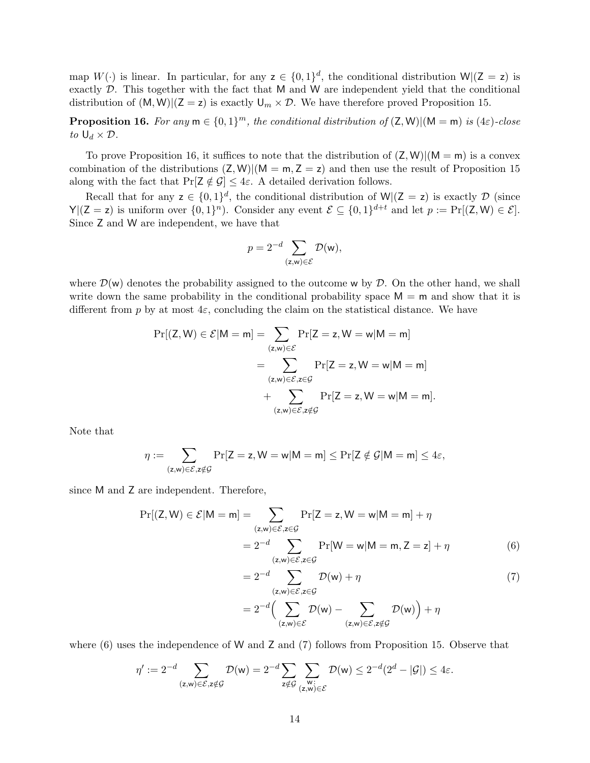map $W(\cdot)$ is linear. In particular, for any $\mathsf{z} \in \{0,1\}^d$, the conditional distribution $\mathsf{W}|(\mathsf{Z} = \mathsf{z})$ is exactly $\mathcal{D}$. This together with the fact that $\mathsf{M}$ and $\mathsf{W}$ are independent yield that the conditional distribution of $(\mathsf{M}, \mathsf{W})|(\mathsf{Z} = \mathsf{z})$ is exactly $\mathsf{U}_m \times \mathcal{D}$. We have therefore proved Proposition 15.

**Proposition 16.** *For any $\mathsf{m} \in \{0,1\}^m$, the conditional distribution of $(\mathsf{Z}, \mathsf{W})|(\mathsf{M} = \mathsf{m})$ is $(4\varepsilon)$-close to $\mathsf{U}_d \times \mathcal{D}$.*

To prove Proposition 16, it suffices to note that the distribution of $(\mathsf{Z}, \mathsf{W})|(\mathsf{M} = \mathsf{m})$ is a convex combination of the distributions $(\mathsf{Z}, \mathsf{W})|(\mathsf{M} = \mathsf{m}, \mathsf{Z} = \mathsf{z})$ and then use the result of Proposition 15 along with the fact that $\Pr[\mathsf{Z} \notin \mathcal{G}] \leq 4\varepsilon$. A detailed derivation follows.

Recall that for any $\mathsf{z} \in \{0,1\}^d$, the conditional distribution of $\mathsf{W}|(\mathsf{Z} = \mathsf{z})$ is exactly $\mathcal{D}$ (since $\mathsf{Y}|(\mathsf{Z} = \mathsf{z})$ is uniform over $\{0,1\}^n$). Consider any event $\mathcal{E} \subseteq \{0,1\}^{d+t}$ and let $p := \Pr[(\mathsf{Z}, \mathsf{W}) \in \mathcal{E}]$. Since $\mathsf{Z}$ and $\mathsf{W}$ are independent, we have that

$$p = 2^{-d} \sum_{(\mathsf{z},\mathsf{w}) \in \mathcal{E}} \mathcal{D}(\mathsf{w}),$$

where $\mathcal{D}(\mathsf{w})$ denotes the probability assigned to the outcome $\mathsf{w}$ by $\mathcal{D}$. On the other hand, we shall write down the same probability in the conditional probability space $\mathsf{M} = \mathsf{m}$ and show that it is different from $p$ by at most $4\varepsilon$, concluding the claim on the statistical distance. We have

$$\begin{aligned}
\Pr[(\mathsf{Z}, \mathsf{W}) \in \mathcal{E} | \mathsf{M} = \mathsf{m}] &= \sum_{(\mathsf{z},\mathsf{w}) \in \mathcal{E}} \Pr[\mathsf{Z} = \mathsf{z}, \mathsf{W} = \mathsf{w} | \mathsf{M} = \mathsf{m}] \\
&= \sum_{(\mathsf{z},\mathsf{w}) \in \mathcal{E}, \mathsf{z} \in \mathcal{G}} \Pr[\mathsf{Z} = \mathsf{z}, \mathsf{W} = \mathsf{w} | \mathsf{M} = \mathsf{m}] \\
&\quad + \sum_{(\mathsf{z},\mathsf{w}) \in \mathcal{E}, \mathsf{z} \notin \mathcal{G}} \Pr[\mathsf{Z} = \mathsf{z}, \mathsf{W} = \mathsf{w} | \mathsf{M} = \mathsf{m}].
\end{aligned}$$

Note that

$$\eta := \sum_{(\mathsf{z},\mathsf{w}) \in \mathcal{E}, \mathsf{z} \notin \mathcal{G}} \Pr[\mathsf{Z} = \mathsf{z}, \mathsf{W} = \mathsf{w} | \mathsf{M} = \mathsf{m}] \leq \Pr[\mathsf{Z} \notin \mathcal{G} | \mathsf{M} = \mathsf{m}] \leq 4\varepsilon,$$

since $\mathsf{M}$ and $\mathsf{Z}$ are independent. Therefore,

$$\begin{aligned}
\Pr[(\mathsf{Z}, \mathsf{W}) \in \mathcal{E} | \mathsf{M} = \mathsf{m}] &= \sum_{(\mathsf{z},\mathsf{w}) \in \mathcal{E}, \mathsf{z} \in \mathcal{G}} \Pr[\mathsf{Z} = \mathsf{z}, \mathsf{W} = \mathsf{w} | \mathsf{M} = \mathsf{m}] + \eta \\
&= 2^{-d} \sum_{(\mathsf{z},\mathsf{w}) \in \mathcal{E}, \mathsf{z} \in \mathcal{G}} \Pr[\mathsf{W} = \mathsf{w} | \mathsf{M} = \mathsf{m}, \mathsf{Z} = \mathsf{z}] + \eta \qquad (6) \\
&= 2^{-d} \sum_{(\mathsf{z},\mathsf{w}) \in \mathcal{E}, \mathsf{z} \in \mathcal{G}} \mathcal{D}(\mathsf{w}) + \eta \qquad (7) \\
&= 2^{-d} \Big( \sum_{(\mathsf{z},\mathsf{w}) \in \mathcal{E}} \mathcal{D}(\mathsf{w}) - \sum_{(\mathsf{z},\mathsf{w}) \in \mathcal{E}, \mathsf{z} \notin \mathcal{G}} \mathcal{D}(\mathsf{w}) \Big) + \eta
\end{aligned}$$

where (6) uses the independence of $\mathsf{W}$ and $\mathsf{Z}$ and (7) follows from Proposition 15. Observe that

$$\eta' := 2^{-d} \sum_{(\mathsf{z},\mathsf{w}) \in \mathcal{E}, \mathsf{z} \notin \mathcal{G}} \mathcal{D}(\mathsf{w}) = 2^{-d} \sum_{\mathsf{z} \notin \mathcal{G}} \sum_{\substack{\mathsf{w}: \\ (\mathsf{z},\mathsf{w}) \in \mathcal{E}}} \mathcal{D}(\mathsf{w}) \leq 2^{-d}(2^d - |\mathcal{G}|) \leq 4\varepsilon.$$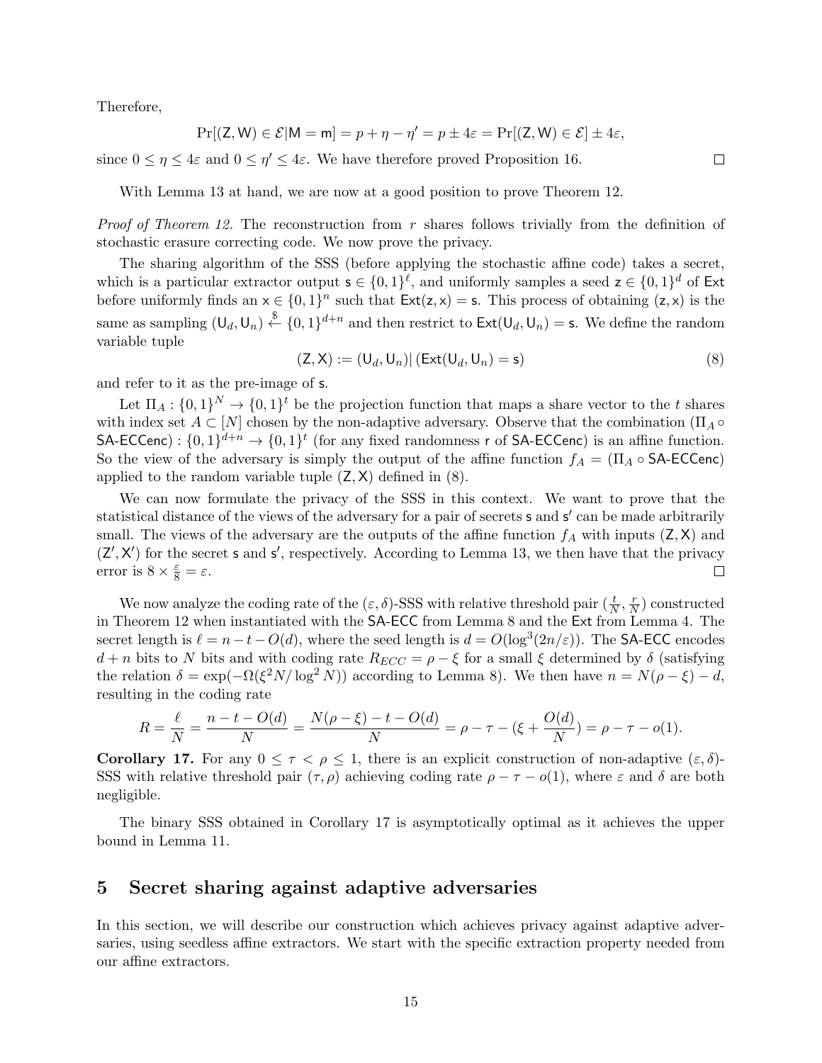Therefore,

$$\Pr[(\mathsf{Z},\mathsf{W}) \in \mathcal{E} | \mathsf{M} = \mathsf{m}] = p + \eta - \eta' = p \pm 4\varepsilon = \Pr[(\mathsf{Z},\mathsf{W}) \in \mathcal{E}] \pm 4\varepsilon,$$

since $0 \le \eta \le 4\varepsilon$ and $0 \le \eta' \le 4\varepsilon$. We have therefore proved Proposition 16. □

With Lemma 13 at hand, we are now at a good position to prove Theorem 12.

*Proof of Theorem 12.* The reconstruction from $r$ shares follows trivially from the definition of stochastic erasure correcting code. We now prove the privacy.

The sharing algorithm of the SSS (before applying the stochastic affine code) takes a secret, which is a particular extractor output $\mathsf{s} \in \{0,1\}^\ell$, and uniformly samples a seed $\mathsf{z} \in \{0,1\}^d$ of $\mathsf{Ext}$ before uniformly finds an $\mathsf{x} \in \{0,1\}^n$ such that $\mathsf{Ext}(\mathsf{z},\mathsf{x}) = \mathsf{s}$. This process of obtaining $(\mathsf{z},\mathsf{x})$ is the same as sampling $(\mathsf{U}_d,\mathsf{U}_n) \stackrel{\$}{\leftarrow} \{0,1\}^{d+n}$ and then restrict to $\mathsf{Ext}(\mathsf{U}_d,\mathsf{U}_n) = \mathsf{s}$. We define the random variable tuple

$$(\mathsf{Z},\mathsf{X}) := (\mathsf{U}_d,\mathsf{U}_n) | \left(\mathsf{Ext}(\mathsf{U}_d,\mathsf{U}_n) = \mathsf{s}\right) \tag{8}$$

and refer to it as the pre-image of $\mathsf{s}$.

Let $\Pi_A : \{0,1\}^N \to \{0,1\}^t$ be the projection function that maps a share vector to the $t$ shares with index set $A \subset [N]$ chosen by the non-adaptive adversary. Observe that the combination $(\Pi_A \circ \mathsf{SA\text{-}ECCenc}) : \{0,1\}^{d+n} \to \{0,1\}^t$ (for any fixed randomness $\mathsf{r}$ of $\mathsf{SA\text{-}ECCenc}$) is an affine function. So the view of the adversary is simply the output of the affine function $f_A = (\Pi_A \circ \mathsf{SA\text{-}ECCenc})$ applied to the random variable tuple $(\mathsf{Z},\mathsf{X})$ defined in (8).

We can now formulate the privacy of the SSS in this context. We want to prove that the statistical distance of the views of the adversary for a pair of secrets $\mathsf{s}$ and $\mathsf{s}'$ can be made arbitrarily small. The views of the adversary are the outputs of the affine function $f_A$ with inputs $(\mathsf{Z},\mathsf{X})$ and $(\mathsf{Z}',\mathsf{X}')$ for the secret $\mathsf{s}$ and $\mathsf{s}'$, respectively. According to Lemma 13, we then have that the privacy error is $8 \times \frac{\varepsilon}{8} = \varepsilon$. □

We now analyze the coding rate of the $(\varepsilon,\delta)$-SSS with relative threshold pair $(\frac{t}{N},\frac{r}{N})$ constructed in Theorem 12 when instantiated with the $\mathsf{SA\text{-}ECC}$ from Lemma 8 and the $\mathsf{Ext}$ from Lemma 4. The secret length is $\ell = n - t - O(d)$, where the seed length is $d = O(\log^3(2n/\varepsilon))$. The $\mathsf{SA\text{-}ECC}$ encodes $d+n$ bits to $N$ bits and with coding rate $R_{ECC} = \rho - \xi$ for a small $\xi$ determined by $\delta$ (satisfying the relation $\delta = \exp(-\Omega(\xi^2 N/\log^2 N))$ according to Lemma 8). We then have $n = N(\rho - \xi) - d$, resulting in the coding rate

$$R = \frac{\ell}{N} = \frac{n - t - O(d)}{N} = \frac{N(\rho-\xi) - t - O(d)}{N} = \rho - \tau - (\xi + \frac{O(d)}{N}) = \rho - \tau - o(1).$$

**Corollary 17.** For any $0 \le \tau < \rho \le 1$, there is an explicit construction of non-adaptive $(\varepsilon,\delta)$-SSS with relative threshold pair $(\tau,\rho)$ achieving coding rate $\rho - \tau - o(1)$, where $\varepsilon$ and $\delta$ are both negligible.

The binary SSS obtained in Corollary 17 is asymptotically optimal as it achieves the upper bound in Lemma 11.

# 5 Secret sharing against adaptive adversaries

In this section, we will describe our construction which achieves privacy against adaptive adversaries, using seedless affine extractors. We start with the specific extraction property needed from our affine extractors.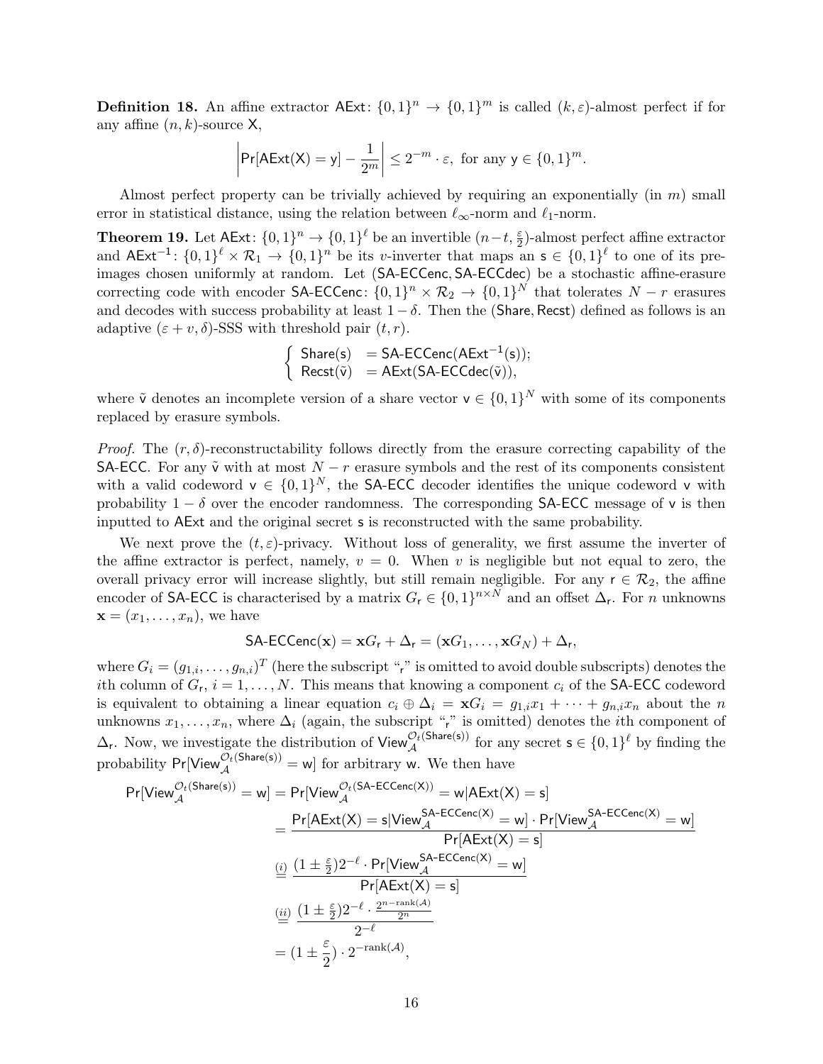**Definition 18.** An affine extractor $\mathsf{AExt}\colon \{0,1\}^n \to \{0,1\}^m$ is called $(k,\varepsilon)$-almost perfect if for any affine $(n,k)$-source $\mathsf{X}$,

$$\left|\Pr[\mathsf{AExt}(\mathsf{X})=\mathsf{y}] - \frac{1}{2^m}\right| \le 2^{-m}\cdot\varepsilon, \text{ for any } \mathsf{y}\in\{0,1\}^m.$$

Almost perfect property can be trivially achieved by requiring an exponentially (in $m$) small error in statistical distance, using the relation between $\ell_\infty$-norm and $\ell_1$-norm.

**Theorem 19.** Let $\mathsf{AExt}\colon \{0,1\}^n \to \{0,1\}^\ell$ be an invertible $(n-t,\frac{\varepsilon}{2})$-almost perfect affine extractor and $\mathsf{AExt}^{-1}\colon \{0,1\}^\ell \times \mathcal{R}_1 \to \{0,1\}^n$ be its $v$-inverter that maps an $\mathsf{s}\in\{0,1\}^\ell$ to one of its pre-images chosen uniformly at random. Let $(\mathsf{SA\text{-}ECCenc}, \mathsf{SA\text{-}ECCdec})$ be a stochastic affine-erasure correcting code with encoder $\mathsf{SA\text{-}ECCenc}\colon \{0,1\}^n \times \mathcal{R}_2 \to \{0,1\}^N$ that tolerates $N-r$ erasures and decodes with success probability at least $1-\delta$. Then the $(\mathsf{Share},\mathsf{Recst})$ defined as follows is an adaptive $(\varepsilon+v,\delta)$-SSS with threshold pair $(t,r)$.

$$\begin{cases} \mathsf{Share}(\mathsf{s}) &= \mathsf{SA\text{-}ECCenc}(\mathsf{AExt}^{-1}(\mathsf{s}));\\ \mathsf{Recst}(\tilde{\mathsf{v}}) &= \mathsf{AExt}(\mathsf{SA\text{-}ECCdec}(\tilde{\mathsf{v}})),\end{cases}$$

where $\tilde{\mathsf{v}}$ denotes an incomplete version of a share vector $\mathsf{v}\in\{0,1\}^N$ with some of its components replaced by erasure symbols.

*Proof.* The $(r,\delta)$-reconstructability follows directly from the erasure correcting capability of the $\mathsf{SA\text{-}ECC}$. For any $\tilde{\mathsf{v}}$ with at most $N-r$ erasure symbols and the rest of its components consistent with a valid codeword $\mathsf{v}\in\{0,1\}^N$, the $\mathsf{SA\text{-}ECC}$ decoder identifies the unique codeword $\mathsf{v}$ with probability $1-\delta$ over the encoder randomness. The corresponding $\mathsf{SA\text{-}ECC}$ message of $\mathsf{v}$ is then inputted to $\mathsf{AExt}$ and the original secret $\mathsf{s}$ is reconstructed with the same probability.

We next prove the $(t,\varepsilon)$-privacy. Without loss of generality, we first assume the inverter of the affine extractor is perfect, namely, $v=0$. When $v$ is negligible but not equal to zero, the overall privacy error will increase slightly, but still remain negligible. For any $\mathsf{r}\in\mathcal{R}_2$, the affine encoder of $\mathsf{SA\text{-}ECC}$ is characterised by a matrix $G_{\mathsf{r}}\in\{0,1\}^{n\times N}$ and an offset $\Delta_{\mathsf{r}}$. For $n$ unknowns $\mathbf{x}=(x_1,\ldots,x_n)$, we have

$$\mathsf{SA\text{-}ECCenc}(\mathbf{x}) = \mathbf{x}G_{\mathsf{r}} + \Delta_{\mathsf{r}} = (\mathbf{x}G_1,\ldots,\mathbf{x}G_N)+\Delta_{\mathsf{r}},$$

where $G_i=(g_{1,i},\ldots,g_{n,i})^T$ (here the subscript "$_\mathsf{r}$" is omitted to avoid double subscripts) denotes the $i$th column of $G_{\mathsf{r}}$, $i=1,\ldots,N$. This means that knowing a component $c_i$ of the $\mathsf{SA\text{-}ECC}$ codeword is equivalent to obtaining a linear equation $c_i\oplus\Delta_i=\mathbf{x}G_i=g_{1,i}x_1+\cdots+g_{n,i}x_n$ about the $n$ unknowns $x_1,\ldots,x_n$, where $\Delta_i$ (again, the subscript "$_\mathsf{r}$" is omitted) denotes the $i$th component of $\Delta_{\mathsf{r}}$. Now, we investigate the distribution of $\mathsf{View}_{\mathcal{A}}^{\mathcal{O}_t(\mathsf{Share}(\mathsf{s}))}$ for any secret $\mathsf{s}\in\{0,1\}^\ell$ by finding the probability $\Pr[\mathsf{View}_{\mathcal{A}}^{\mathcal{O}_t(\mathsf{Share}(\mathsf{s}))}=\mathsf{w}]$ for arbitrary $\mathsf{w}$. We then have

$$\begin{aligned}
\Pr[\mathsf{View}_{\mathcal{A}}^{\mathcal{O}_t(\mathsf{Share}(\mathsf{s}))}=\mathsf{w}] &= \Pr[\mathsf{View}_{\mathcal{A}}^{\mathcal{O}_t(\mathsf{SA\text{-}ECCenc}(\mathsf{X}))}=\mathsf{w}\,|\,\mathsf{AExt}(\mathsf{X})=\mathsf{s}]\\
&= \frac{\Pr[\mathsf{AExt}(\mathsf{X})=\mathsf{s}\,|\,\mathsf{View}_{\mathcal{A}}^{\mathsf{SA\text{-}ECCenc}(\mathsf{X})}=\mathsf{w}]\cdot\Pr[\mathsf{View}_{\mathcal{A}}^{\mathsf{SA\text{-}ECCenc}(\mathsf{X})}=\mathsf{w}]}{\Pr[\mathsf{AExt}(\mathsf{X})=\mathsf{s}]}\\
&\overset{(i)}{=} \frac{(1\pm\frac{\varepsilon}{2})2^{-\ell}\cdot\Pr[\mathsf{View}_{\mathcal{A}}^{\mathsf{SA\text{-}ECCenc}(\mathsf{X})}=\mathsf{w}]}{\Pr[\mathsf{AExt}(\mathsf{X})=\mathsf{s}]}\\
&\overset{(ii)}{=} \frac{(1\pm\frac{\varepsilon}{2})2^{-\ell}\cdot\frac{2^{n-\mathrm{rank}(\mathcal{A})}}{2^n}}{2^{-\ell}}\\
&= (1\pm\frac{\varepsilon}{2})\cdot 2^{-\mathrm{rank}(\mathcal{A})},
\end{aligned}$$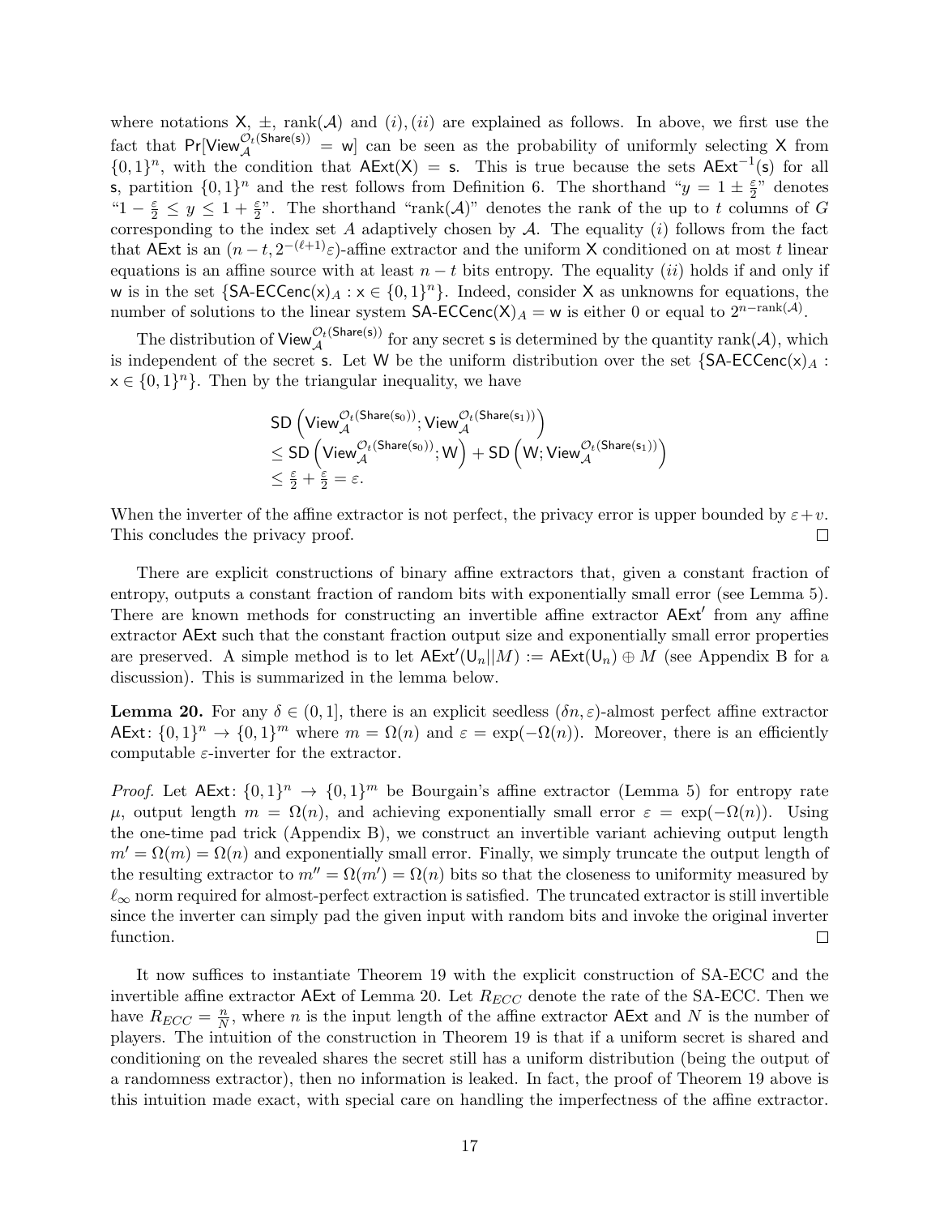where notations $\mathsf{X}$, $\pm$, rank($\mathcal{A}$) and $(i),(ii)$ are explained as follows. In above, we first use the fact that $\Pr[\mathsf{View}_{\mathcal{A}}^{\mathcal{O}_t(\mathsf{Share}(\mathsf{s}))} = \mathsf{w}]$ can be seen as the probability of uniformly selecting $\mathsf{X}$ from $\{0,1\}^n$, with the condition that $\mathsf{AExt}(\mathsf{X}) = \mathsf{s}$. This is true because the sets $\mathsf{AExt}^{-1}(\mathsf{s})$ for all $\mathsf{s}$, partition $\{0,1\}^n$ and the rest follows from Definition 6. The shorthand "$y = 1 \pm \frac{\varepsilon}{2}$" denotes "$1 - \frac{\varepsilon}{2} \leq y \leq 1 + \frac{\varepsilon}{2}$". The shorthand "rank($\mathcal{A}$)" denotes the rank of the up to $t$ columns of $G$ corresponding to the index set $A$ adaptively chosen by $\mathcal{A}$. The equality $(i)$ follows from the fact that $\mathsf{AExt}$ is an $(n-t, 2^{-(\ell+1)}\varepsilon)$-affine extractor and the uniform $\mathsf{X}$ conditioned on at most $t$ linear equations is an affine source with at least $n-t$ bits entropy. The equality $(ii)$ holds if and only if $\mathsf{w}$ is in the set $\{\mathsf{SA\text{-}ECCenc}(\mathsf{x})_A : \mathsf{x} \in \{0,1\}^n\}$. Indeed, consider $\mathsf{X}$ as unknowns for equations, the number of solutions to the linear system $\mathsf{SA\text{-}ECCenc}(\mathsf{X})_A = \mathsf{w}$ is either 0 or equal to $2^{n-\mathrm{rank}(\mathcal{A})}$.

The distribution of $\mathsf{View}_{\mathcal{A}}^{\mathcal{O}_t(\mathsf{Share}(\mathsf{s}))}$ for any secret $\mathsf{s}$ is determined by the quantity rank($\mathcal{A}$), which is independent of the secret $\mathsf{s}$. Let $\mathsf{W}$ be the uniform distribution over the set $\{\mathsf{SA\text{-}ECCenc}(\mathsf{x})_A : \mathsf{x} \in \{0,1\}^n\}$. Then by the triangular inequality, we have

$$
\begin{aligned}
&\mathsf{SD}\left(\mathsf{View}_{\mathcal{A}}^{\mathcal{O}_t(\mathsf{Share}(\mathsf{s}_0))}; \mathsf{View}_{\mathcal{A}}^{\mathcal{O}_t(\mathsf{Share}(\mathsf{s}_1))}\right) \\
&\leq \mathsf{SD}\left(\mathsf{View}_{\mathcal{A}}^{\mathcal{O}_t(\mathsf{Share}(\mathsf{s}_0))}; \mathsf{W}\right) + \mathsf{SD}\left(\mathsf{W}; \mathsf{View}_{\mathcal{A}}^{\mathcal{O}_t(\mathsf{Share}(\mathsf{s}_1))}\right) \\
&\leq \tfrac{\varepsilon}{2} + \tfrac{\varepsilon}{2} = \varepsilon.
\end{aligned}
$$

When the inverter of the affine extractor is not perfect, the privacy error is upper bounded by $\varepsilon + v$. This concludes the privacy proof. $\square$

There are explicit constructions of binary affine extractors that, given a constant fraction of entropy, outputs a constant fraction of random bits with exponentially small error (see Lemma 5). There are known methods for constructing an invertible affine extractor $\mathsf{AExt}'$ from any affine extractor $\mathsf{AExt}$ such that the constant fraction output size and exponentially small error properties are preserved. A simple method is to let $\mathsf{AExt}'(\mathsf{U}_n||M) := \mathsf{AExt}(\mathsf{U}_n) \oplus M$ (see Appendix B for a discussion). This is summarized in the lemma below.

**Lemma 20.** For any $\delta \in (0,1]$, there is an explicit seedless $(\delta n, \varepsilon)$-almost perfect affine extractor $\mathsf{AExt}\colon \{0,1\}^n \to \{0,1\}^m$ where $m = \Omega(n)$ and $\varepsilon = \exp(-\Omega(n))$. Moreover, there is an efficiently computable $\varepsilon$-inverter for the extractor.

*Proof.* Let $\mathsf{AExt}\colon \{0,1\}^n \to \{0,1\}^m$ be Bourgain's affine extractor (Lemma 5) for entropy rate $\mu$, output length $m = \Omega(n)$, and achieving exponentially small error $\varepsilon = \exp(-\Omega(n))$. Using the one-time pad trick (Appendix B), we construct an invertible variant achieving output length $m' = \Omega(m) = \Omega(n)$ and exponentially small error. Finally, we simply truncate the output length of the resulting extractor to $m'' = \Omega(m') = \Omega(n)$ bits so that the closeness to uniformity measured by $\ell_\infty$ norm required for almost-perfect extraction is satisfied. The truncated extractor is still invertible since the inverter can simply pad the given input with random bits and invoke the original inverter function. $\square$

It now suffices to instantiate Theorem 19 with the explicit construction of SA-ECC and the invertible affine extractor $\mathsf{AExt}$ of Lemma 20. Let $R_{ECC}$ denote the rate of the SA-ECC. Then we have $R_{ECC} = \frac{n}{N}$, where $n$ is the input length of the affine extractor $\mathsf{AExt}$ and $N$ is the number of players. The intuition of the construction in Theorem 19 is that if a uniform secret is shared and conditioning on the revealed shares the secret still has a uniform distribution (being the output of a randomness extractor), then no information is leaked. In fact, the proof of Theorem 19 above is this intuition made exact, with special care on handling the imperfectness of the affine extractor.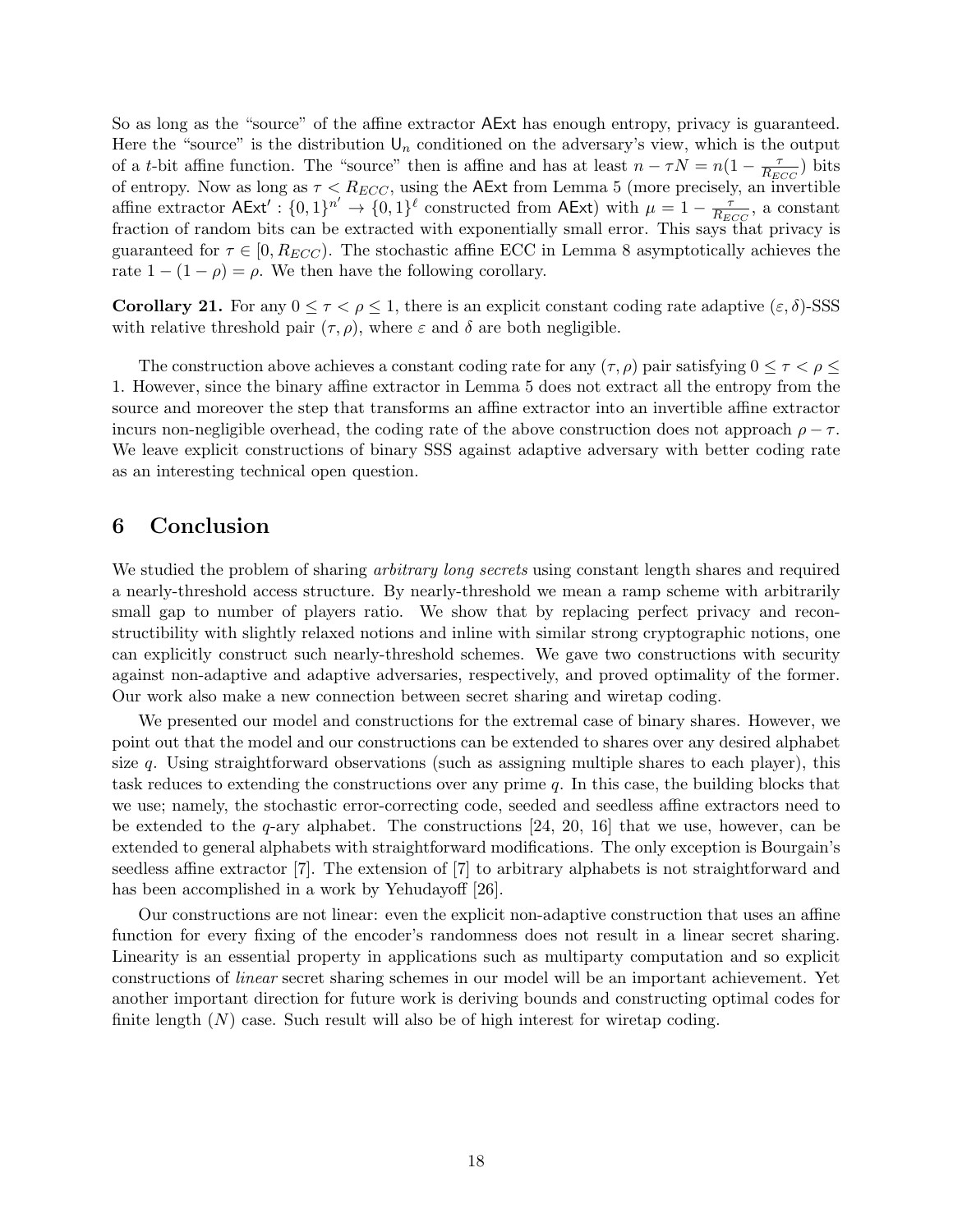So as long as the "source" of the affine extractor $\mathsf{AExt}$ has enough entropy, privacy is guaranteed. Here the "source" is the distribution $\mathsf{U}_n$ conditioned on the adversary's view, which is the output of a $t$-bit affine function. The "source" then is affine and has at least $n - \tau N = n(1 - \frac{\tau}{R_{ECC}})$ bits of entropy. Now as long as $\tau < R_{ECC}$, using the $\mathsf{AExt}$ from Lemma 5 (more precisely, an invertible affine extractor $\mathsf{AExt}' : \{0,1\}^{n'} \to \{0,1\}^{\ell}$ constructed from $\mathsf{AExt}$) with $\mu = 1 - \frac{\tau}{R_{ECC}}$, a constant fraction of random bits can be extracted with exponentially small error. This says that privacy is guaranteed for $\tau \in [0, R_{ECC})$. The stochastic affine ECC in Lemma 8 asymptotically achieves the rate $1 - (1 - \rho) = \rho$. We then have the following corollary.

**Corollary 21.** For any $0 \leq \tau < \rho \leq 1$, there is an explicit constant coding rate adaptive $(\varepsilon, \delta)$-SSS with relative threshold pair $(\tau, \rho)$, where $\varepsilon$ and $\delta$ are both negligible.

The construction above achieves a constant coding rate for any $(\tau, \rho)$ pair satisfying $0 \leq \tau < \rho \leq 1$. However, since the binary affine extractor in Lemma 5 does not extract all the entropy from the source and moreover the step that transforms an affine extractor into an invertible affine extractor incurs non-negligible overhead, the coding rate of the above construction does not approach $\rho - \tau$. We leave explicit constructions of binary SSS against adaptive adversary with better coding rate as an interesting technical open question.

# 6 Conclusion

We studied the problem of sharing *arbitrary long secrets* using constant length shares and required a nearly-threshold access structure. By nearly-threshold we mean a ramp scheme with arbitrarily small gap to number of players ratio. We show that by replacing perfect privacy and reconstructibility with slightly relaxed notions and inline with similar strong cryptographic notions, one can explicitly construct such nearly-threshold schemes. We gave two constructions with security against non-adaptive and adaptive adversaries, respectively, and proved optimality of the former. Our work also make a new connection between secret sharing and wiretap coding.

We presented our model and constructions for the extremal case of binary shares. However, we point out that the model and our constructions can be extended to shares over any desired alphabet size $q$. Using straightforward observations (such as assigning multiple shares to each player), this task reduces to extending the constructions over any prime $q$. In this case, the building blocks that we use; namely, the stochastic error-correcting code, seeded and seedless affine extractors need to be extended to the $q$-ary alphabet. The constructions [24, 20, 16] that we use, however, can be extended to general alphabets with straightforward modifications. The only exception is Bourgain's seedless affine extractor [7]. The extension of [7] to arbitrary alphabets is not straightforward and has been accomplished in a work by Yehudayoff [26].

Our constructions are not linear: even the explicit non-adaptive construction that uses an affine function for every fixing of the encoder's randomness does not result in a linear secret sharing. Linearity is an essential property in applications such as multiparty computation and so explicit constructions of *linear* secret sharing schemes in our model will be an important achievement. Yet another important direction for future work is deriving bounds and constructing optimal codes for finite length ($N$) case. Such result will also be of high interest for wiretap coding.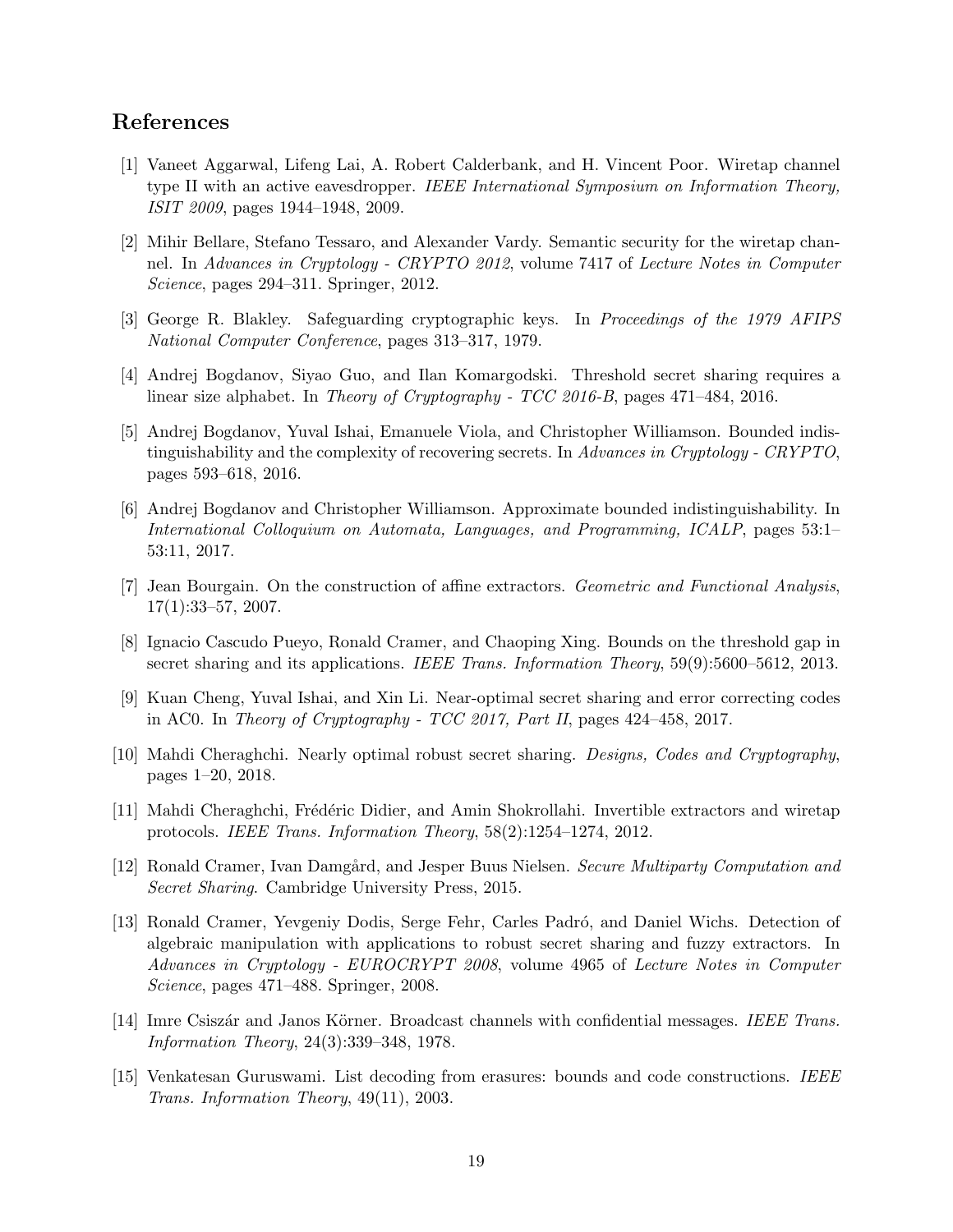## References

[1] Vaneet Aggarwal, Lifeng Lai, A. Robert Calderbank, and H. Vincent Poor. Wiretap channel type II with an active eavesdropper. *IEEE International Symposium on Information Theory, ISIT 2009*, pages 1944–1948, 2009.

[2] Mihir Bellare, Stefano Tessaro, and Alexander Vardy. Semantic security for the wiretap channel. In *Advances in Cryptology - CRYPTO 2012*, volume 7417 of *Lecture Notes in Computer Science*, pages 294–311. Springer, 2012.

[3] George R. Blakley. Safeguarding cryptographic keys. In *Proceedings of the 1979 AFIPS National Computer Conference*, pages 313–317, 1979.

[4] Andrej Bogdanov, Siyao Guo, and Ilan Komargodski. Threshold secret sharing requires a linear size alphabet. In *Theory of Cryptography - TCC 2016-B*, pages 471–484, 2016.

[5] Andrej Bogdanov, Yuval Ishai, Emanuele Viola, and Christopher Williamson. Bounded indistinguishability and the complexity of recovering secrets. In *Advances in Cryptology - CRYPTO*, pages 593–618, 2016.

[6] Andrej Bogdanov and Christopher Williamson. Approximate bounded indistinguishability. In *International Colloquium on Automata, Languages, and Programming, ICALP*, pages 53:1–53:11, 2017.

[7] Jean Bourgain. On the construction of affine extractors. *Geometric and Functional Analysis*, 17(1):33–57, 2007.

[8] Ignacio Cascudo Pueyo, Ronald Cramer, and Chaoping Xing. Bounds on the threshold gap in secret sharing and its applications. *IEEE Trans. Information Theory*, 59(9):5600–5612, 2013.

[9] Kuan Cheng, Yuval Ishai, and Xin Li. Near-optimal secret sharing and error correcting codes in AC0. In *Theory of Cryptography - TCC 2017, Part II*, pages 424–458, 2017.

[10] Mahdi Cheraghchi. Nearly optimal robust secret sharing. *Designs, Codes and Cryptography*, pages 1–20, 2018.

[11] Mahdi Cheraghchi, Frédéric Didier, and Amin Shokrollahi. Invertible extractors and wiretap protocols. *IEEE Trans. Information Theory*, 58(2):1254–1274, 2012.

[12] Ronald Cramer, Ivan Damgård, and Jesper Buus Nielsen. *Secure Multiparty Computation and Secret Sharing*. Cambridge University Press, 2015.

[13] Ronald Cramer, Yevgeniy Dodis, Serge Fehr, Carles Padró, and Daniel Wichs. Detection of algebraic manipulation with applications to robust secret sharing and fuzzy extractors. In *Advances in Cryptology - EUROCRYPT 2008*, volume 4965 of *Lecture Notes in Computer Science*, pages 471–488. Springer, 2008.

[14] Imre Csiszár and Janos Körner. Broadcast channels with confidential messages. *IEEE Trans. Information Theory*, 24(3):339–348, 1978.

[15] Venkatesan Guruswami. List decoding from erasures: bounds and code constructions. *IEEE Trans. Information Theory*, 49(11), 2003.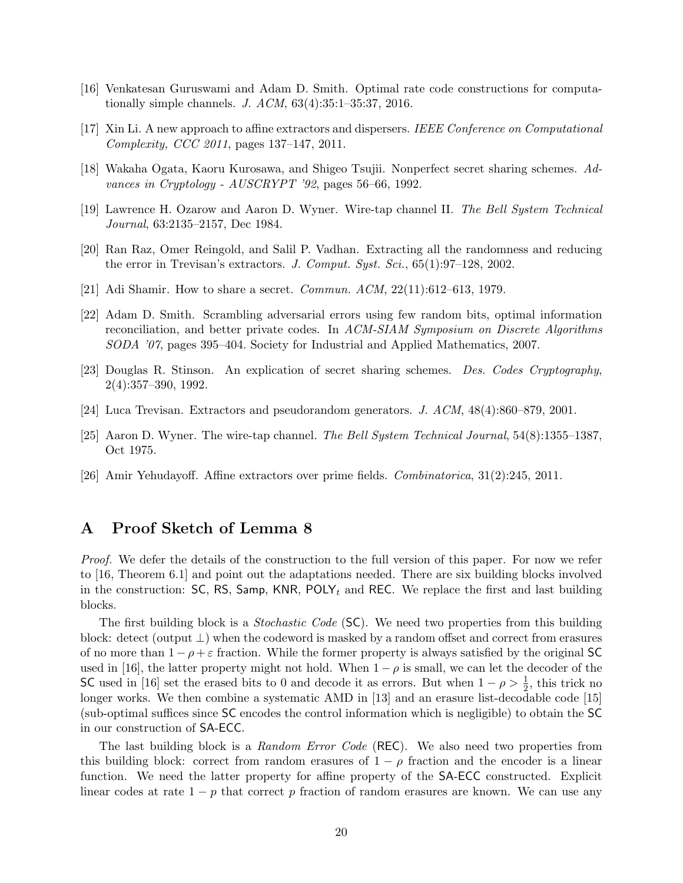[16] Venkatesan Guruswami and Adam D. Smith. Optimal rate code constructions for computationally simple channels. *J. ACM*, 63(4):35:1–35:37, 2016.

[17] Xin Li. A new approach to affine extractors and dispersers. *IEEE Conference on Computational Complexity, CCC 2011*, pages 137–147, 2011.

[18] Wakaha Ogata, Kaoru Kurosawa, and Shigeo Tsujii. Nonperfect secret sharing schemes. *Advances in Cryptology - AUSCRYPT '92*, pages 56–66, 1992.

[19] Lawrence H. Ozarow and Aaron D. Wyner. Wire-tap channel II. *The Bell System Technical Journal*, 63:2135–2157, Dec 1984.

[20] Ran Raz, Omer Reingold, and Salil P. Vadhan. Extracting all the randomness and reducing the error in Trevisan's extractors. *J. Comput. Syst. Sci.*, 65(1):97–128, 2002.

[21] Adi Shamir. How to share a secret. *Commun. ACM*, 22(11):612–613, 1979.

[22] Adam D. Smith. Scrambling adversarial errors using few random bits, optimal information reconciliation, and better private codes. In *ACM-SIAM Symposium on Discrete Algorithms SODA '07*, pages 395–404. Society for Industrial and Applied Mathematics, 2007.

[23] Douglas R. Stinson. An explication of secret sharing schemes. *Des. Codes Cryptography*, 2(4):357–390, 1992.

[24] Luca Trevisan. Extractors and pseudorandom generators. *J. ACM*, 48(4):860–879, 2001.

[25] Aaron D. Wyner. The wire-tap channel. *The Bell System Technical Journal*, 54(8):1355–1387, Oct 1975.

[26] Amir Yehudayoff. Affine extractors over prime fields. *Combinatorica*, 31(2):245, 2011.

# A Proof Sketch of Lemma 8

*Proof.* We defer the details of the construction to the full version of this paper. For now we refer to [16, Theorem 6.1] and point out the adaptations needed. There are six building blocks involved in the construction: SC, RS, Samp, KNR, $\mathsf{POLY}_t$ and REC. We replace the first and last building blocks.

The first building block is a *Stochastic Code* (SC). We need two properties from this building block: detect (output $\perp$) when the codeword is masked by a random offset and correct from erasures of no more than $1-\rho+\varepsilon$ fraction. While the former property is always satisfied by the original SC used in [16], the latter property might not hold. When $1-\rho$ is small, we can let the decoder of the SC used in [16] set the erased bits to 0 and decode it as errors. But when $1-\rho > \frac{1}{2}$, this trick no longer works. We then combine a systematic AMD in [13] and an erasure list-decodable code [15] (sub-optimal suffices since SC encodes the control information which is negligible) to obtain the SC in our construction of SA-ECC.

The last building block is a *Random Error Code* (REC). We also need two properties from this building block: correct from random erasures of $1-\rho$ fraction and the encoder is a linear function. We need the latter property for affine property of the SA-ECC constructed. Explicit linear codes at rate $1-p$ that correct $p$ fraction of random erasures are known. We can use any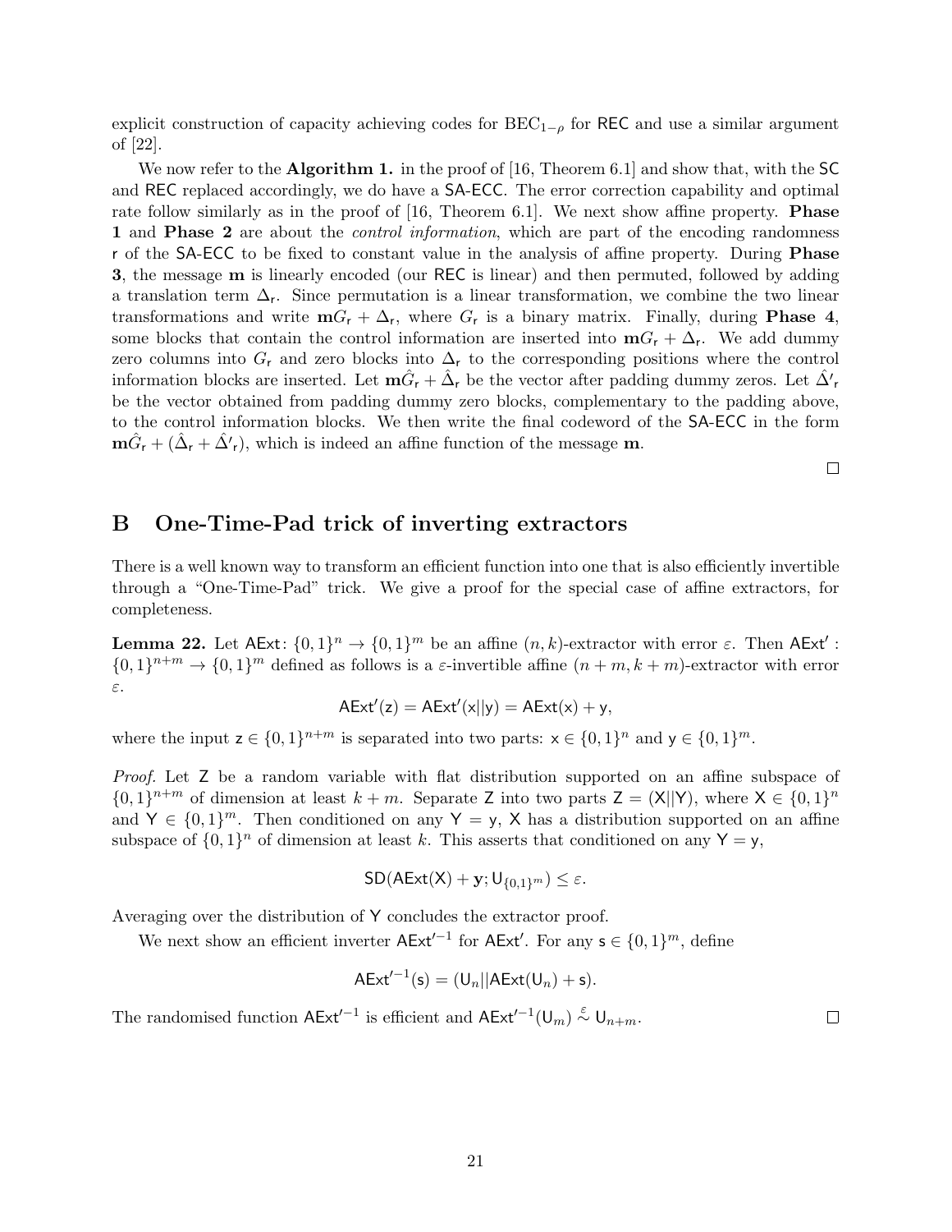explicit construction of capacity achieving codes for $\mathrm{BEC}_{1-\rho}$ for $\mathsf{REC}$ and use a similar argument of [22].

We now refer to the **Algorithm 1.** in the proof of [16, Theorem 6.1] and show that, with the $\mathsf{SC}$ and $\mathsf{REC}$ replaced accordingly, we do have a $\mathsf{SA\text{-}ECC}$. The error correction capability and optimal rate follow similarly as in the proof of [16, Theorem 6.1]. We next show affine property. **Phase 1** and **Phase 2** are about the *control information*, which are part of the encoding randomness $\mathsf{r}$ of the $\mathsf{SA\text{-}ECC}$ to be fixed to constant value in the analysis of affine property. During **Phase 3**, the message $\mathbf{m}$ is linearly encoded (our $\mathsf{REC}$ is linear) and then permuted, followed by adding a translation term $\Delta_{\mathsf{r}}$. Since permutation is a linear transformation, we combine the two linear transformations and write $\mathbf{m}G_{\mathsf{r}} + \Delta_{\mathsf{r}}$, where $G_{\mathsf{r}}$ is a binary matrix. Finally, during **Phase 4**, some blocks that contain the control information are inserted into $\mathbf{m}G_{\mathsf{r}} + \Delta_{\mathsf{r}}$. We add dummy zero columns into $G_{\mathsf{r}}$ and zero blocks into $\Delta_{\mathsf{r}}$ to the corresponding positions where the control information blocks are inserted. Let $\mathbf{m}\hat{G}_{\mathsf{r}} + \hat{\Delta}_{\mathsf{r}}$ be the vector after padding dummy zeros. Let $\hat{\Delta}'_{\mathsf{r}}$ be the vector obtained from padding dummy zero blocks, complementary to the padding above, to the control information blocks. We then write the final codeword of the $\mathsf{SA\text{-}ECC}$ in the form $\mathbf{m}\hat{G}_{\mathsf{r}} + (\hat{\Delta}_{\mathsf{r}} + \hat{\Delta}'_{\mathsf{r}})$, which is indeed an affine function of the message $\mathbf{m}$.

□

## B One-Time-Pad trick of inverting extractors

There is a well known way to transform an efficient function into one that is also efficiently invertible through a "One-Time-Pad" trick. We give a proof for the special case of affine extractors, for completeness.

**Lemma 22.** Let $\mathsf{AExt}\colon \{0,1\}^n \to \{0,1\}^m$ be an affine $(n,k)$-extractor with error $\varepsilon$. Then $\mathsf{AExt}' : \{0,1\}^{n+m} \to \{0,1\}^m$ defined as follows is a $\varepsilon$-invertible affine $(n+m, k+m)$-extractor with error $\varepsilon$.

$$\mathsf{AExt}'(\mathsf{z}) = \mathsf{AExt}'(\mathsf{x}||\mathsf{y}) = \mathsf{AExt}(\mathsf{x}) + \mathsf{y},$$

where the input $\mathsf{z} \in \{0,1\}^{n+m}$ is separated into two parts: $\mathsf{x} \in \{0,1\}^n$ and $\mathsf{y} \in \{0,1\}^m$.

*Proof.* Let $\mathsf{Z}$ be a random variable with flat distribution supported on an affine subspace of $\{0,1\}^{n+m}$ of dimension at least $k+m$. Separate $\mathsf{Z}$ into two parts $\mathsf{Z} = (\mathsf{X}||\mathsf{Y})$, where $\mathsf{X} \in \{0,1\}^n$ and $\mathsf{Y} \in \{0,1\}^m$. Then conditioned on any $\mathsf{Y} = \mathsf{y}$, $\mathsf{X}$ has a distribution supported on an affine subspace of $\{0,1\}^n$ of dimension at least $k$. This asserts that conditioned on any $\mathsf{Y} = \mathsf{y}$,

$$\mathsf{SD}(\mathsf{AExt}(\mathsf{X}) + \mathbf{y}; \mathsf{U}_{\{0,1\}^m}) \le \varepsilon.$$

Averaging over the distribution of $\mathsf{Y}$ concludes the extractor proof.

We next show an efficient inverter $\mathsf{AExt}'^{-1}$ for $\mathsf{AExt}'$. For any $\mathsf{s} \in \{0,1\}^m$, define

$$\mathsf{AExt}'^{-1}(\mathsf{s}) = (\mathsf{U}_n||\mathsf{AExt}(\mathsf{U}_n) + \mathsf{s}).$$

The randomised function $\mathsf{AExt}'^{-1}$ is efficient and $\mathsf{AExt}'^{-1}(\mathsf{U}_m) \overset{\varepsilon}{\sim} \mathsf{U}_{n+m}$. □